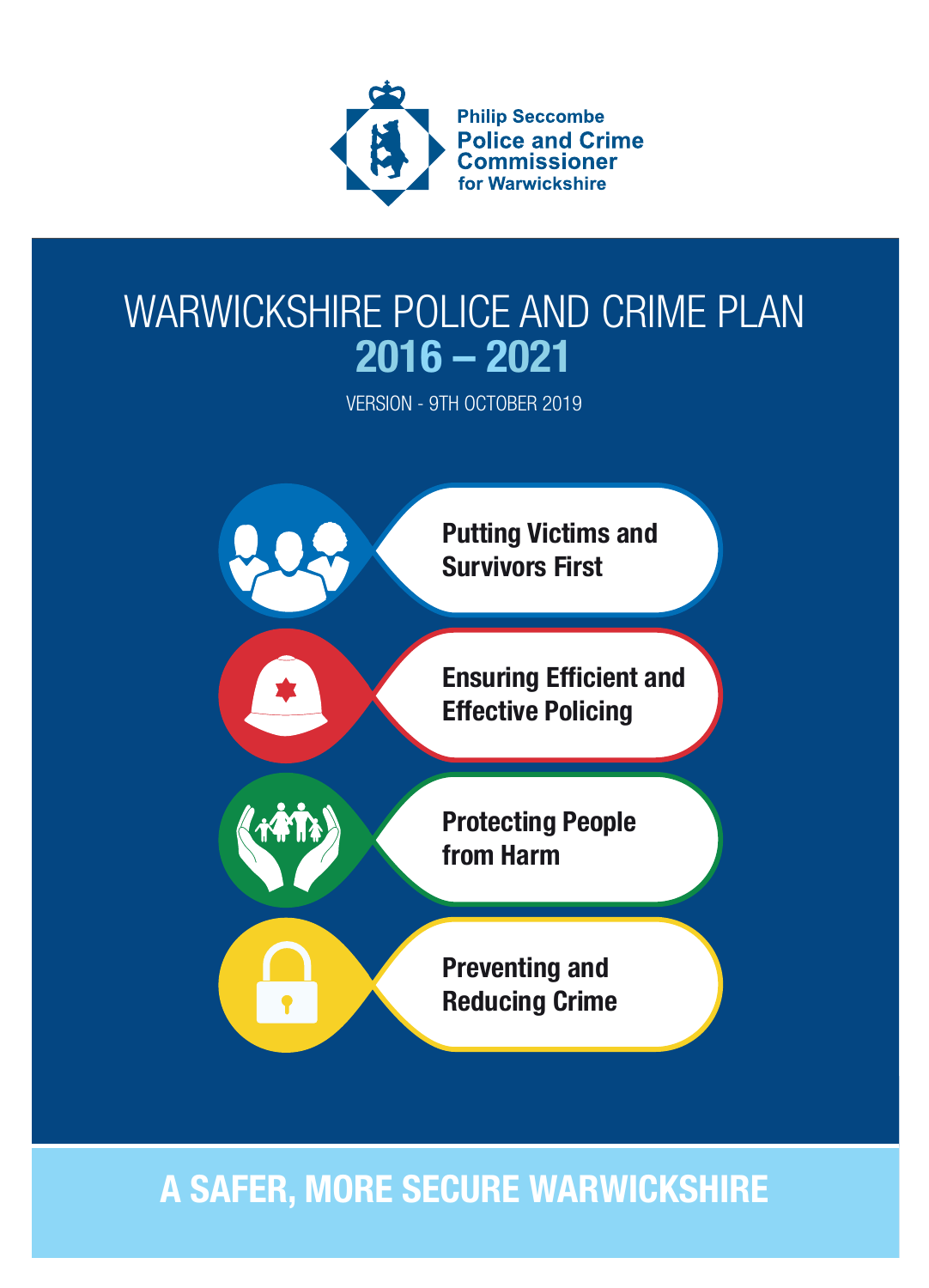Philip Seccombe
Police and Crime Commissioner
for Warwickshire

# WARWICKSHIRE POLICE AND CRIME PLAN 2016 – 2021

VERSION - 9TH OCTOBER 2019

- **Putting Victims and Survivors First**
- **Ensuring Efficient and Effective Policing**
- **Protecting People from Harm**
- **Preventing and Reducing Crime**

## A SAFER, MORE SECURE WARWICKSHIRE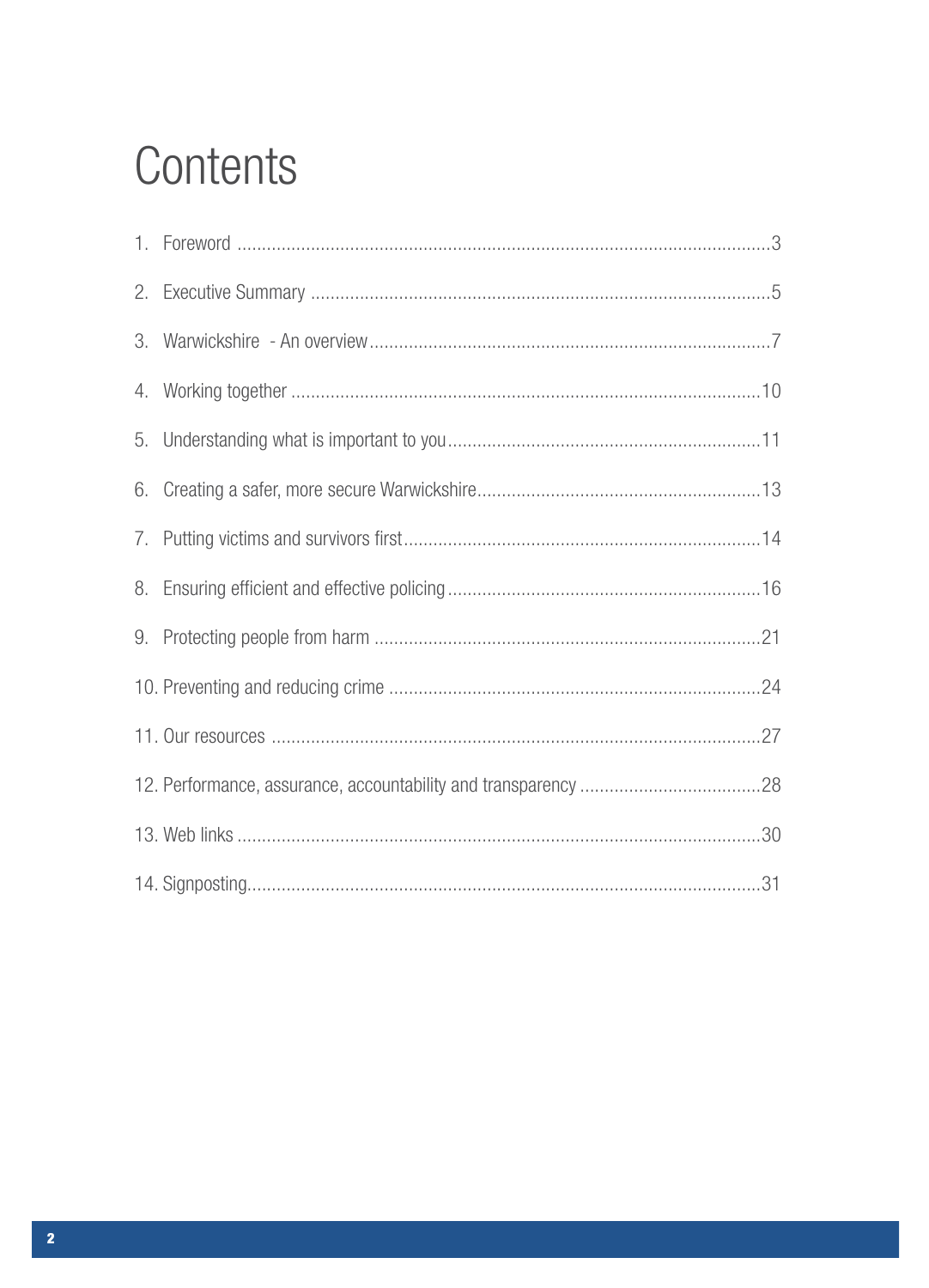# Contents

1. Foreword ...3
2. Executive Summary ...5
3. Warwickshire - An overview...7
4. Working together ...10
5. Understanding what is important to you...11
6. Creating a safer, more secure Warwickshire...13
7. Putting victims and survivors first...14
8. Ensuring efficient and effective policing...16
9. Protecting people from harm ...21
10. Preventing and reducing crime ...24
11. Our resources ...27
12. Performance, assurance, accountability and transparency ...28
13. Web links ...30
14. Signposting...31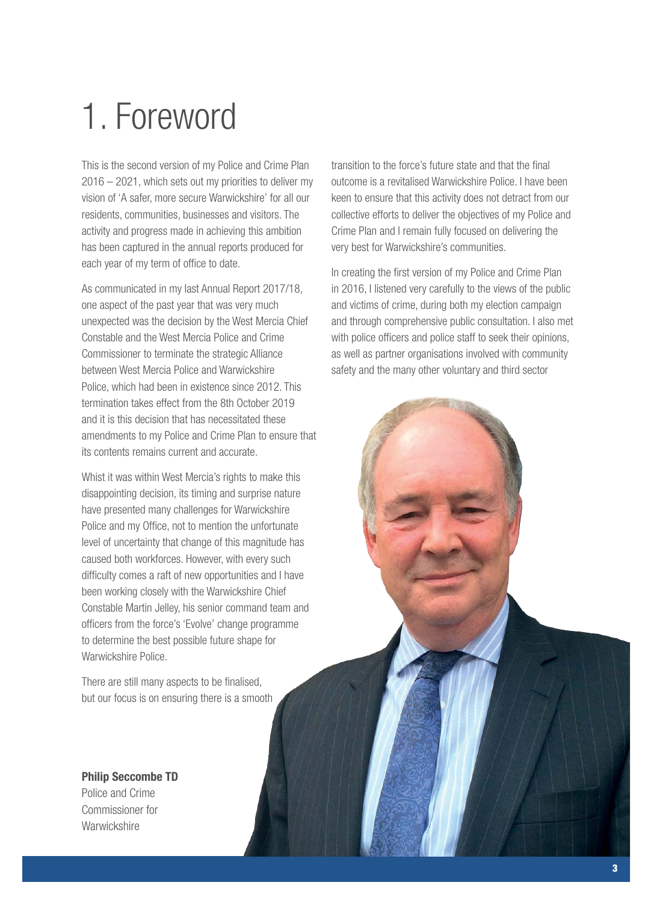# 1. Foreword

This is the second version of my Police and Crime Plan 2016 – 2021, which sets out my priorities to deliver my vision of 'A safer, more secure Warwickshire' for all our residents, communities, businesses and visitors. The activity and progress made in achieving this ambition has been captured in the annual reports produced for each year of my term of office to date.

As communicated in my last Annual Report 2017/18, one aspect of the past year that was very much unexpected was the decision by the West Mercia Chief Constable and the West Mercia Police and Crime Commissioner to terminate the strategic Alliance between West Mercia Police and Warwickshire Police, which had been in existence since 2012. This termination takes effect from the 8th October 2019 and it is this decision that has necessitated these amendments to my Police and Crime Plan to ensure that its contents remains current and accurate.

Whist it was within West Mercia's rights to make this disappointing decision, its timing and surprise nature have presented many challenges for Warwickshire Police and my Office, not to mention the unfortunate level of uncertainty that change of this magnitude has caused both workforces. However, with every such difficulty comes a raft of new opportunities and I have been working closely with the Warwickshire Chief Constable Martin Jelley, his senior command team and officers from the force's 'Evolve' change programme to determine the best possible future shape for Warwickshire Police.

There are still many aspects to be finalised, but our focus is on ensuring there is a smooth transition to the force's future state and that the final outcome is a revitalised Warwickshire Police. I have been keen to ensure that this activity does not detract from our collective efforts to deliver the objectives of my Police and Crime Plan and I remain fully focused on delivering the very best for Warwickshire's communities.

In creating the first version of my Police and Crime Plan in 2016, I listened very carefully to the views of the public and victims of crime, during both my election campaign and through comprehensive public consultation. I also met with police officers and police staff to seek their opinions, as well as partner organisations involved with community safety and the many other voluntary and third sector

**Philip Seccombe TD**
Police and Crime Commissioner for Warwickshire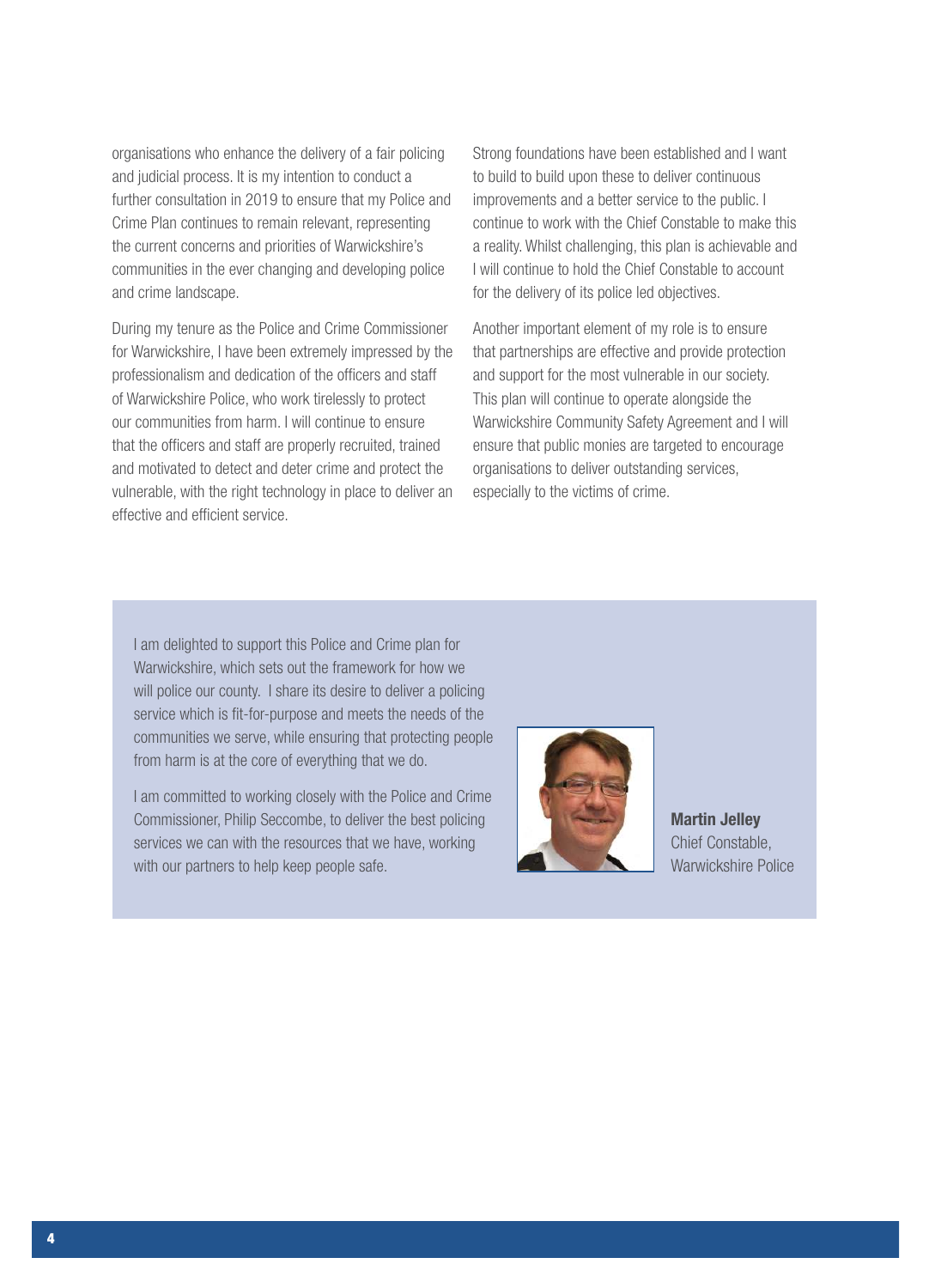organisations who enhance the delivery of a fair policing and judicial process. It is my intention to conduct a further consultation in 2019 to ensure that my Police and Crime Plan continues to remain relevant, representing the current concerns and priorities of Warwickshire's communities in the ever changing and developing police and crime landscape.

During my tenure as the Police and Crime Commissioner for Warwickshire, I have been extremely impressed by the professionalism and dedication of the officers and staff of Warwickshire Police, who work tirelessly to protect our communities from harm. I will continue to ensure that the officers and staff are properly recruited, trained and motivated to detect and deter crime and protect the vulnerable, with the right technology in place to deliver an effective and efficient service.

Strong foundations have been established and I want to build to build upon these to deliver continuous improvements and a better service to the public. I continue to work with the Chief Constable to make this a reality. Whilst challenging, this plan is achievable and I will continue to hold the Chief Constable to account for the delivery of its police led objectives.

Another important element of my role is to ensure that partnerships are effective and provide protection and support for the most vulnerable in our society. This plan will continue to operate alongside the Warwickshire Community Safety Agreement and I will ensure that public monies are targeted to encourage organisations to deliver outstanding services, especially to the victims of crime.

I am delighted to support this Police and Crime plan for Warwickshire, which sets out the framework for how we will police our county. I share its desire to deliver a policing service which is fit-for-purpose and meets the needs of the communities we serve, while ensuring that protecting people from harm is at the core of everything that we do.

I am committed to working closely with the Police and Crime Commissioner, Philip Seccombe, to deliver the best policing services we can with the resources that we have, working with our partners to help keep people safe.

**Martin Jelley**
Chief Constable,
Warwickshire Police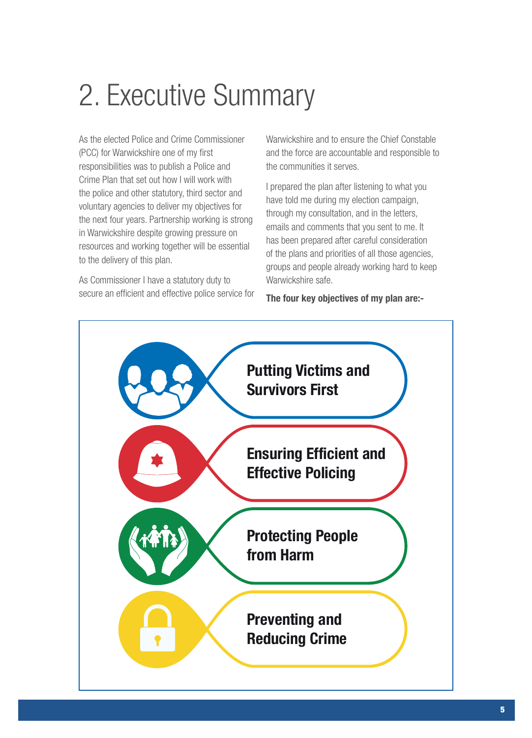# 2. Executive Summary

As the elected Police and Crime Commissioner (PCC) for Warwickshire one of my first responsibilities was to publish a Police and Crime Plan that set out how I will work with the police and other statutory, third sector and voluntary agencies to deliver my objectives for the next four years. Partnership working is strong in Warwickshire despite growing pressure on resources and working together will be essential to the delivery of this plan.

As Commissioner I have a statutory duty to secure an efficient and effective police service for Warwickshire and to ensure the Chief Constable and the force are accountable and responsible to the communities it serves.

I prepared the plan after listening to what you have told me during my election campaign, through my consultation, and in the letters, emails and comments that you sent to me. It has been prepared after careful consideration of the plans and priorities of all those agencies, groups and people already working hard to keep Warwickshire safe.

**The four key objectives of my plan are:-**

- **Putting Victims and Survivors First**
- **Ensuring Efficient and Effective Policing**
- **Protecting People from Harm**
- **Preventing and Reducing Crime**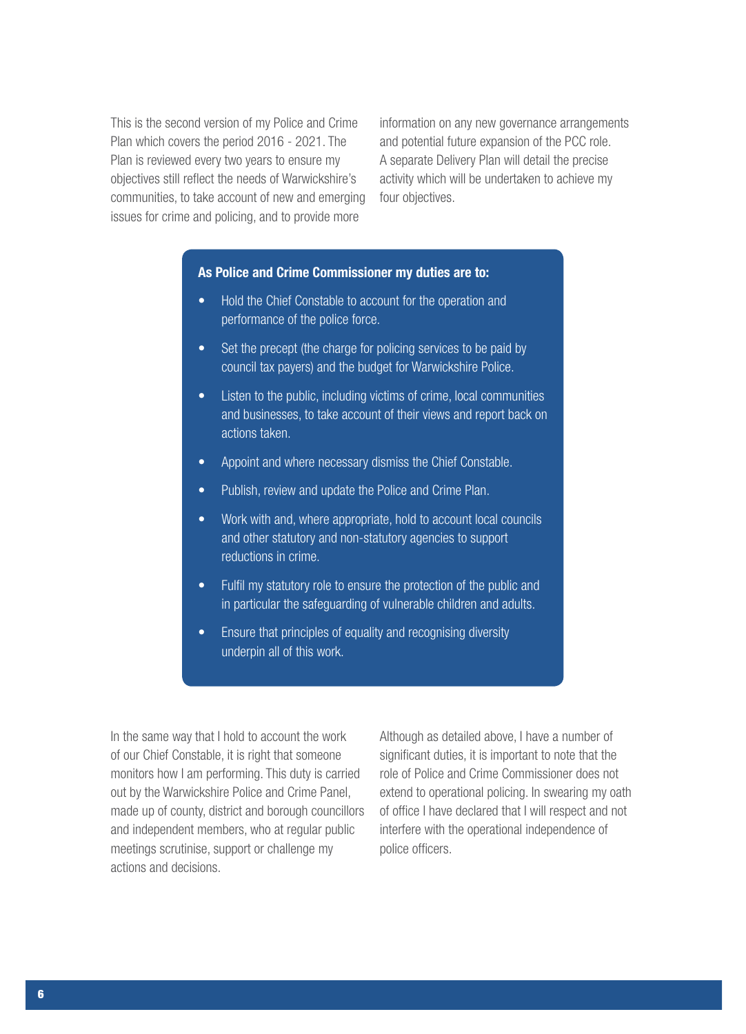This is the second version of my Police and Crime Plan which covers the period 2016 - 2021. The Plan is reviewed every two years to ensure my objectives still reflect the needs of Warwickshire's communities, to take account of new and emerging issues for crime and policing, and to provide more information on any new governance arrangements and potential future expansion of the PCC role. A separate Delivery Plan will detail the precise activity which will be undertaken to achieve my four objectives.

**As Police and Crime Commissioner my duties are to:**

- Hold the Chief Constable to account for the operation and performance of the police force.
- Set the precept (the charge for policing services to be paid by council tax payers) and the budget for Warwickshire Police.
- Listen to the public, including victims of crime, local communities and businesses, to take account of their views and report back on actions taken.
- Appoint and where necessary dismiss the Chief Constable.
- Publish, review and update the Police and Crime Plan.
- Work with and, where appropriate, hold to account local councils and other statutory and non-statutory agencies to support reductions in crime.
- Fulfil my statutory role to ensure the protection of the public and in particular the safeguarding of vulnerable children and adults.
- Ensure that principles of equality and recognising diversity underpin all of this work.

In the same way that I hold to account the work of our Chief Constable, it is right that someone monitors how I am performing. This duty is carried out by the Warwickshire Police and Crime Panel, made up of county, district and borough councillors and independent members, who at regular public meetings scrutinise, support or challenge my actions and decisions.

Although as detailed above, I have a number of significant duties, it is important to note that the role of Police and Crime Commissioner does not extend to operational policing. In swearing my oath of office I have declared that I will respect and not interfere with the operational independence of police officers.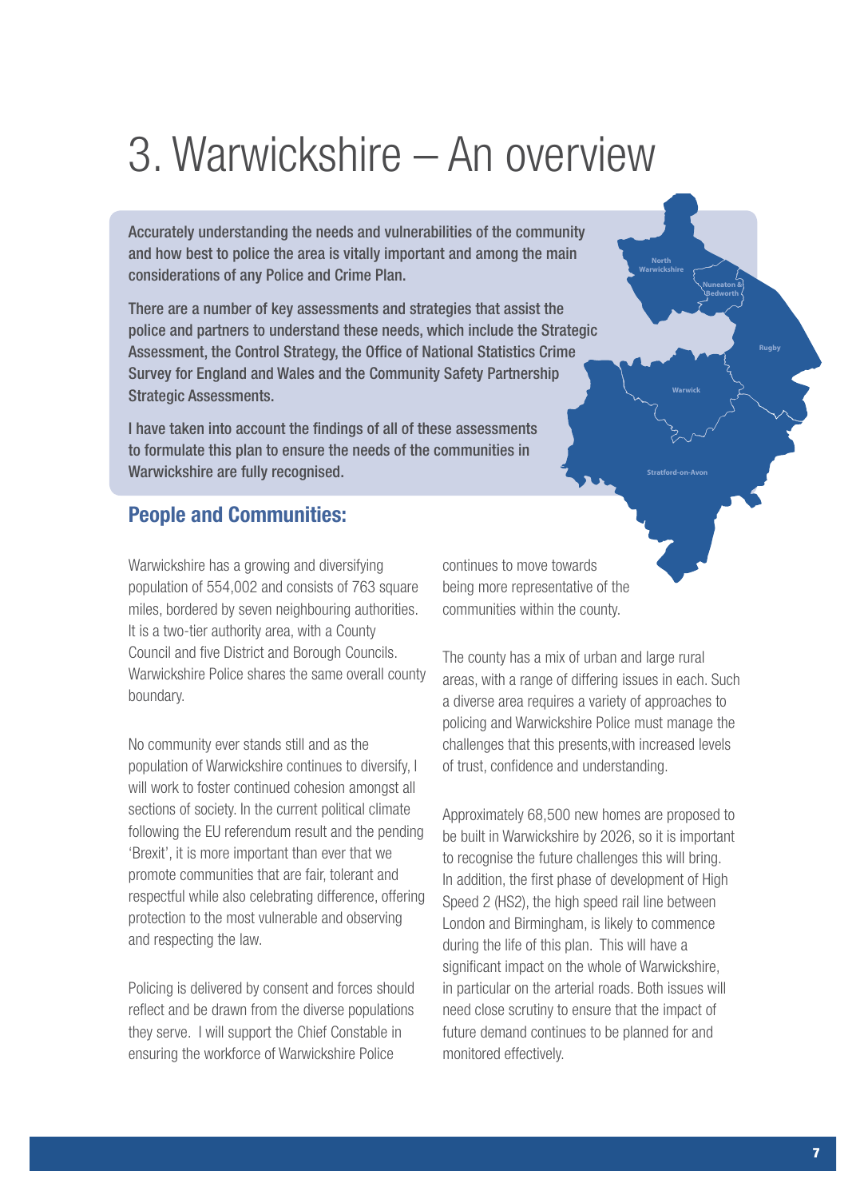# 3. Warwickshire – An overview

Accurately understanding the needs and vulnerabilities of the community and how best to police the area is vitally important and among the main considerations of any Police and Crime Plan.

There are a number of key assessments and strategies that assist the police and partners to understand these needs, which include the Strategic Assessment, the Control Strategy, the Office of National Statistics Crime Survey for England and Wales and the Community Safety Partnership Strategic Assessments.

I have taken into account the findings of all of these assessments to formulate this plan to ensure the needs of the communities in Warwickshire are fully recognised.

North Warwickshire

Nuneaton & Bedworth

Rugby

Warwick

Stratford-on-Avon

## People and Communities:

Warwickshire has a growing and diversifying population of 554,002 and consists of 763 square miles, bordered by seven neighbouring authorities. It is a two-tier authority area, with a County Council and five District and Borough Councils. Warwickshire Police shares the same overall county boundary.

No community ever stands still and as the population of Warwickshire continues to diversify, I will work to foster continued cohesion amongst all sections of society. In the current political climate following the EU referendum result and the pending 'Brexit', it is more important than ever that we promote communities that are fair, tolerant and respectful while also celebrating difference, offering protection to the most vulnerable and observing and respecting the law.

Policing is delivered by consent and forces should reflect and be drawn from the diverse populations they serve. I will support the Chief Constable in ensuring the workforce of Warwickshire Police continues to move towards being more representative of the communities within the county.

The county has a mix of urban and large rural areas, with a range of differing issues in each. Such a diverse area requires a variety of approaches to policing and Warwickshire Police must manage the challenges that this presents,with increased levels of trust, confidence and understanding.

Approximately 68,500 new homes are proposed to be built in Warwickshire by 2026, so it is important to recognise the future challenges this will bring. In addition, the first phase of development of High Speed 2 (HS2), the high speed rail line between London and Birmingham, is likely to commence during the life of this plan. This will have a significant impact on the whole of Warwickshire, in particular on the arterial roads. Both issues will need close scrutiny to ensure that the impact of future demand continues to be planned for and monitored effectively.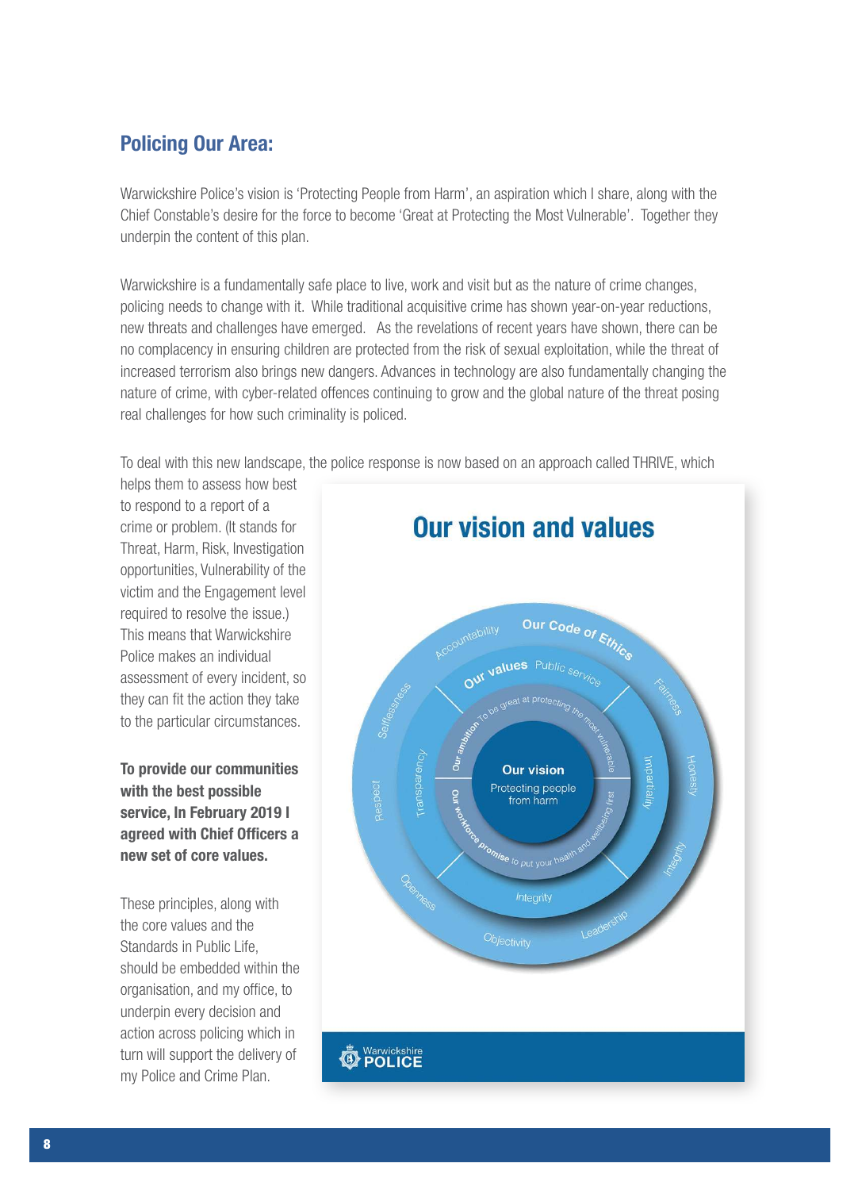## Policing Our Area:

Warwickshire Police's vision is 'Protecting People from Harm', an aspiration which I share, along with the Chief Constable's desire for the force to become 'Great at Protecting the Most Vulnerable'. Together they underpin the content of this plan.

Warwickshire is a fundamentally safe place to live, work and visit but as the nature of crime changes, policing needs to change with it. While traditional acquisitive crime has shown year-on-year reductions, new threats and challenges have emerged. As the revelations of recent years have shown, there can be no complacency in ensuring children are protected from the risk of sexual exploitation, while the threat of increased terrorism also brings new dangers. Advances in technology are also fundamentally changing the nature of crime, with cyber-related offences continuing to grow and the global nature of the threat posing real challenges for how such criminality is policed.

To deal with this new landscape, the police response is now based on an approach called THRIVE, which helps them to assess how best to respond to a report of a crime or problem. (It stands for Threat, Harm, Risk, Investigation opportunities, Vulnerability of the victim and the Engagement level required to resolve the issue.) This means that Warwickshire Police makes an individual assessment of every incident, so they can fit the action they take to the particular circumstances.

**To provide our communities with the best possible service, In February 2019 I agreed with Chief Officers a new set of core values.**

These principles, along with the core values and the Standards in Public Life, should be embedded within the organisation, and my office, to underpin every decision and action across policing which in turn will support the delivery of my Police and Crime Plan.

### Our vision and values

- **Our vision:** Protecting people from harm
- **Our ambition:** To be great at protecting the most vulnerable
- **Our workforce promise:** to put your health and wellbeing first
- **Our values:** Public service, Transparency, Impartiality, Integrity
- **Our Code of Ethics:** Accountability, Fairness, Honesty, Integrity, Leadership, Objectivity, Openness, Respect, Selflessness

Warwickshire POLICE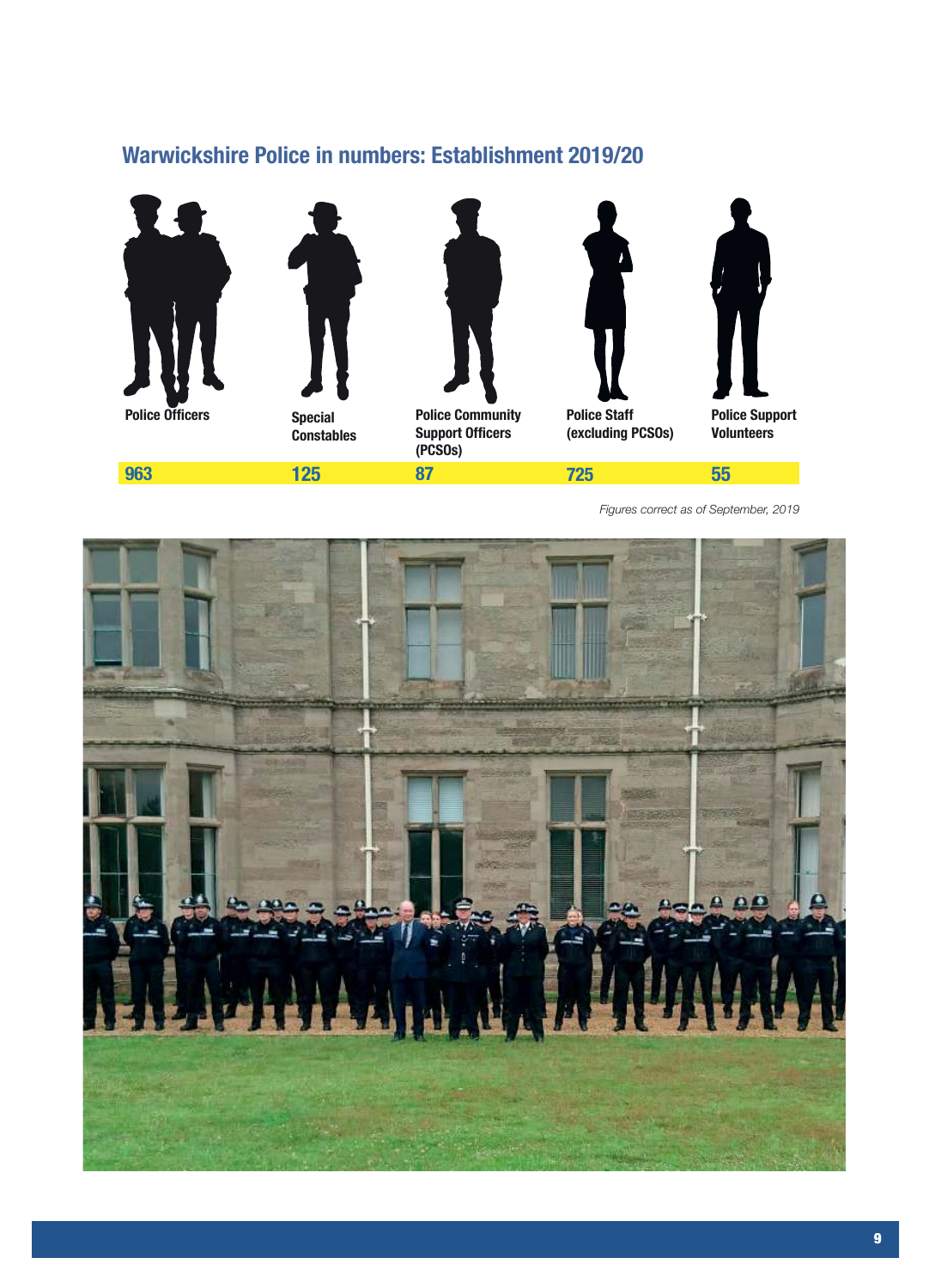## Warwickshire Police in numbers: Establishment 2019/20

| Police Officers | Special Constables | Police Community Support Officers (PCSOs) | Police Staff (excluding PCSOs) | Police Support Volunteers |
|---|---|---|---|---|
| 963 | 125 | 87 | 725 | 55 |

*Figures correct as of September, 2019*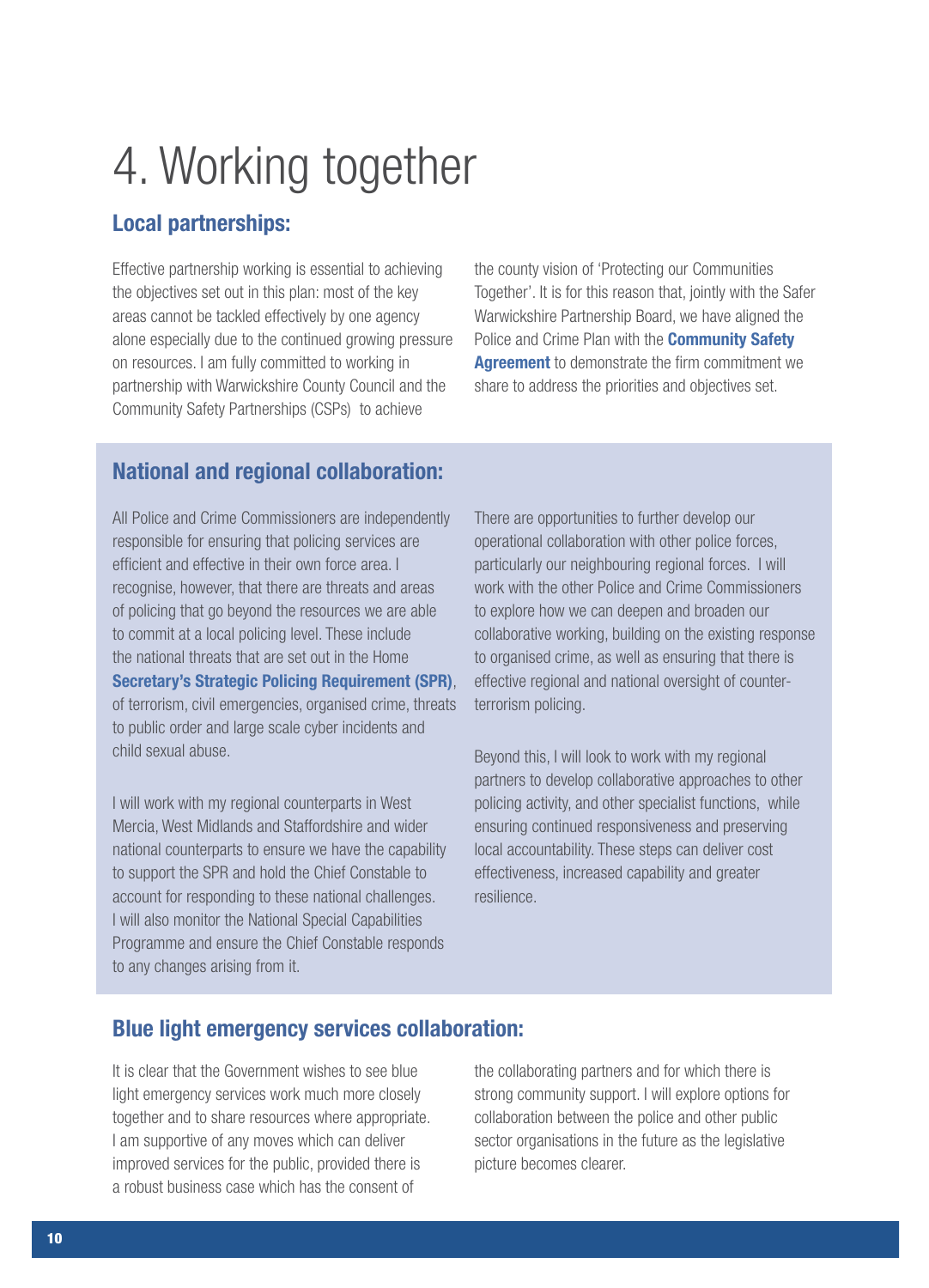# 4. Working together

## Local partnerships:

Effective partnership working is essential to achieving the objectives set out in this plan: most of the key areas cannot be tackled effectively by one agency alone especially due to the continued growing pressure on resources. I am fully committed to working in partnership with Warwickshire County Council and the Community Safety Partnerships (CSPs) to achieve the county vision of 'Protecting our Communities Together'. It is for this reason that, jointly with the Safer Warwickshire Partnership Board, we have aligned the Police and Crime Plan with the **Community Safety Agreement** to demonstrate the firm commitment we share to address the priorities and objectives set.

## National and regional collaboration:

All Police and Crime Commissioners are independently responsible for ensuring that policing services are efficient and effective in their own force area. I recognise, however, that there are threats and areas of policing that go beyond the resources we are able to commit at a local policing level. These include the national threats that are set out in the Home **Secretary's Strategic Policing Requirement (SPR)**, of terrorism, civil emergencies, organised crime, threats to public order and large scale cyber incidents and child sexual abuse.

I will work with my regional counterparts in West Mercia, West Midlands and Staffordshire and wider national counterparts to ensure we have the capability to support the SPR and hold the Chief Constable to account for responding to these national challenges. I will also monitor the National Special Capabilities Programme and ensure the Chief Constable responds to any changes arising from it.

There are opportunities to further develop our operational collaboration with other police forces, particularly our neighbouring regional forces. I will work with the other Police and Crime Commissioners to explore how we can deepen and broaden our collaborative working, building on the existing response to organised crime, as well as ensuring that there is effective regional and national oversight of counter-terrorism policing.

Beyond this, I will look to work with my regional partners to develop collaborative approaches to other policing activity, and other specialist functions, while ensuring continued responsiveness and preserving local accountability. These steps can deliver cost effectiveness, increased capability and greater resilience.

## Blue light emergency services collaboration:

It is clear that the Government wishes to see blue light emergency services work much more closely together and to share resources where appropriate. I am supportive of any moves which can deliver improved services for the public, provided there is a robust business case which has the consent of the collaborating partners and for which there is strong community support. I will explore options for collaboration between the police and other public sector organisations in the future as the legislative picture becomes clearer.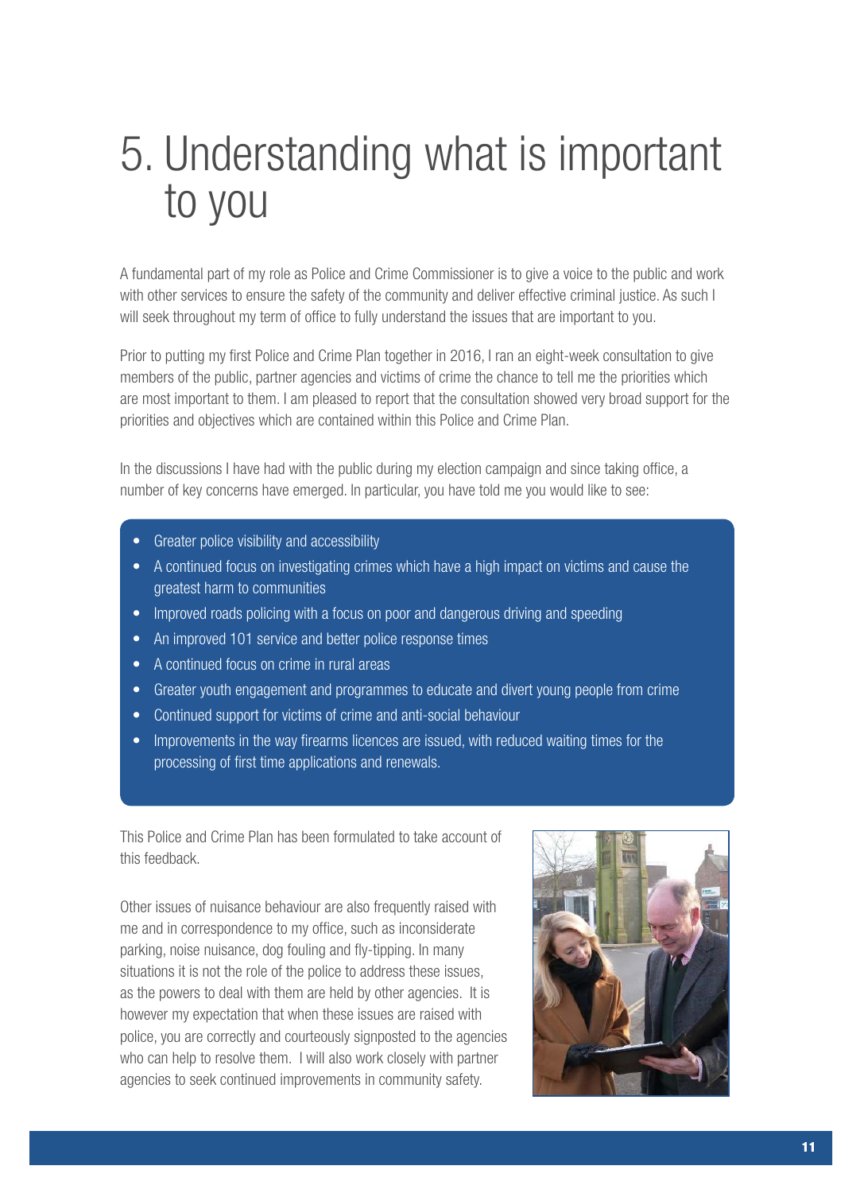# 5. Understanding what is important to you

A fundamental part of my role as Police and Crime Commissioner is to give a voice to the public and work with other services to ensure the safety of the community and deliver effective criminal justice. As such I will seek throughout my term of office to fully understand the issues that are important to you.

Prior to putting my first Police and Crime Plan together in 2016, I ran an eight-week consultation to give members of the public, partner agencies and victims of crime the chance to tell me the priorities which are most important to them. I am pleased to report that the consultation showed very broad support for the priorities and objectives which are contained within this Police and Crime Plan.

In the discussions I have had with the public during my election campaign and since taking office, a number of key concerns have emerged. In particular, you have told me you would like to see:

- Greater police visibility and accessibility
- A continued focus on investigating crimes which have a high impact on victims and cause the greatest harm to communities
- Improved roads policing with a focus on poor and dangerous driving and speeding
- An improved 101 service and better police response times
- A continued focus on crime in rural areas
- Greater youth engagement and programmes to educate and divert young people from crime
- Continued support for victims of crime and anti-social behaviour
- Improvements in the way firearms licences are issued, with reduced waiting times for the processing of first time applications and renewals.

This Police and Crime Plan has been formulated to take account of this feedback.

Other issues of nuisance behaviour are also frequently raised with me and in correspondence to my office, such as inconsiderate parking, noise nuisance, dog fouling and fly-tipping. In many situations it is not the role of the police to address these issues, as the powers to deal with them are held by other agencies. It is however my expectation that when these issues are raised with police, you are correctly and courteously signposted to the agencies who can help to resolve them. I will also work closely with partner agencies to seek continued improvements in community safety.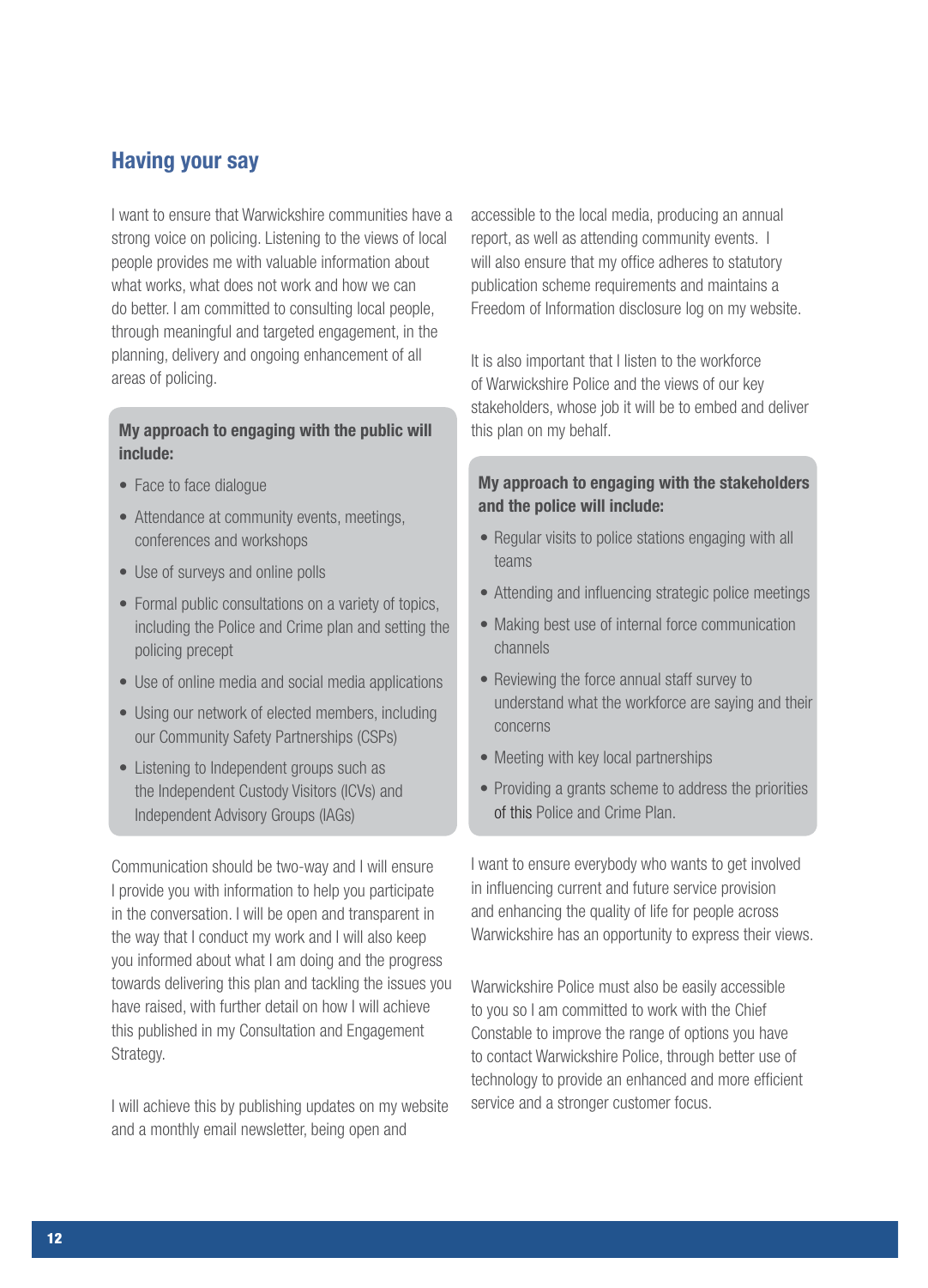## Having your say

I want to ensure that Warwickshire communities have a strong voice on policing. Listening to the views of local people provides me with valuable information about what works, what does not work and how we can do better. I am committed to consulting local people, through meaningful and targeted engagement, in the planning, delivery and ongoing enhancement of all areas of policing.

**My approach to engaging with the public will include:**

- Face to face dialogue
- Attendance at community events, meetings, conferences and workshops
- Use of surveys and online polls
- Formal public consultations on a variety of topics, including the Police and Crime plan and setting the policing precept
- Use of online media and social media applications
- Using our network of elected members, including our Community Safety Partnerships (CSPs)
- Listening to Independent groups such as the Independent Custody Visitors (ICVs) and Independent Advisory Groups (IAGs)

Communication should be two-way and I will ensure I provide you with information to help you participate in the conversation. I will be open and transparent in the way that I conduct my work and I will also keep you informed about what I am doing and the progress towards delivering this plan and tackling the issues you have raised, with further detail on how I will achieve this published in my Consultation and Engagement Strategy.

I will achieve this by publishing updates on my website and a monthly email newsletter, being open and accessible to the local media, producing an annual report, as well as attending community events. I will also ensure that my office adheres to statutory publication scheme requirements and maintains a Freedom of Information disclosure log on my website.

It is also important that I listen to the workforce of Warwickshire Police and the views of our key stakeholders, whose job it will be to embed and deliver this plan on my behalf.

**My approach to engaging with the stakeholders and the police will include:**

- Regular visits to police stations engaging with all teams
- Attending and influencing strategic police meetings
- Making best use of internal force communication channels
- Reviewing the force annual staff survey to understand what the workforce are saying and their concerns
- Meeting with key local partnerships
- Providing a grants scheme to address the priorities of this Police and Crime Plan.

I want to ensure everybody who wants to get involved in influencing current and future service provision and enhancing the quality of life for people across Warwickshire has an opportunity to express their views.

Warwickshire Police must also be easily accessible to you so I am committed to work with the Chief Constable to improve the range of options you have to contact Warwickshire Police, through better use of technology to provide an enhanced and more efficient service and a stronger customer focus.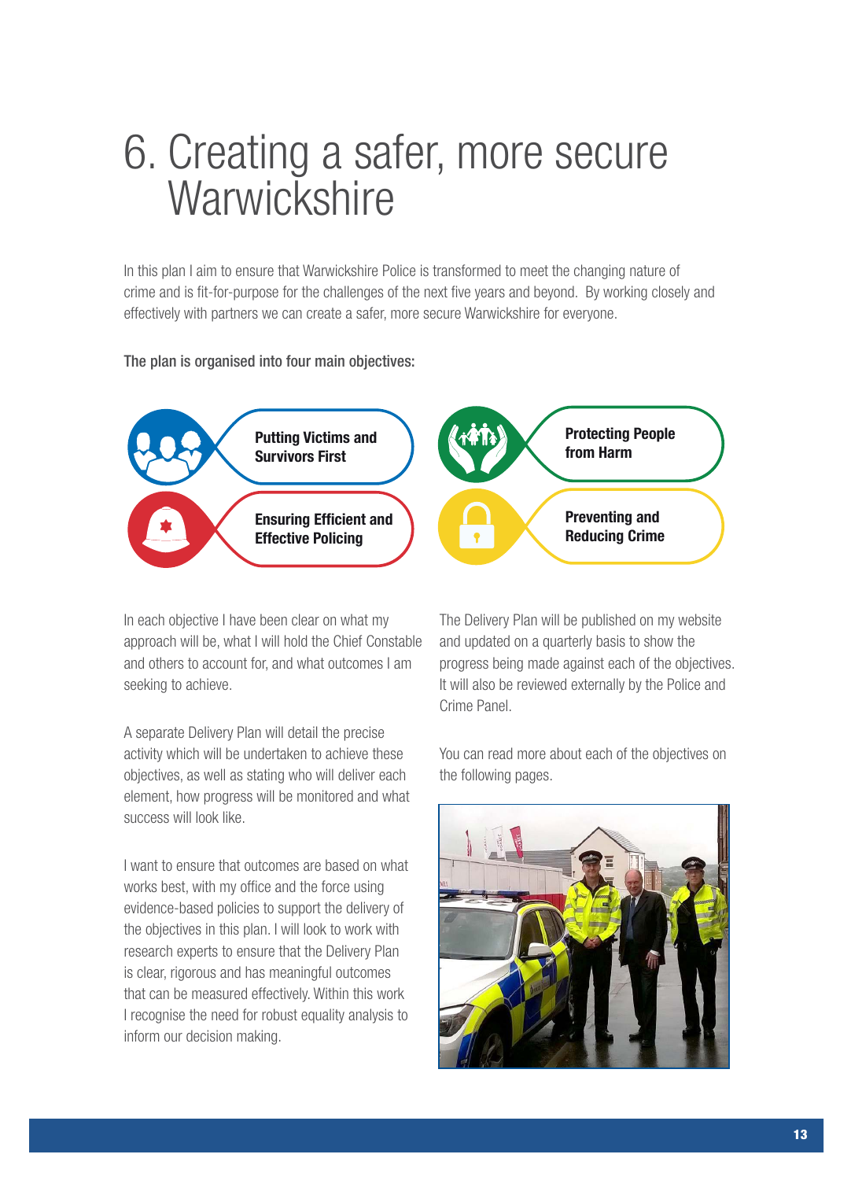# 6. Creating a safer, more secure Warwickshire

In this plan I aim to ensure that Warwickshire Police is transformed to meet the changing nature of crime and is fit-for-purpose for the challenges of the next five years and beyond. By working closely and effectively with partners we can create a safer, more secure Warwickshire for everyone.

**The plan is organised into four main objectives:**

- **Putting Victims and Survivors First**
- **Protecting People from Harm**
- **Ensuring Efficient and Effective Policing**
- **Preventing and Reducing Crime**

In each objective I have been clear on what my approach will be, what I will hold the Chief Constable and others to account for, and what outcomes I am seeking to achieve.

A separate Delivery Plan will detail the precise activity which will be undertaken to achieve these objectives, as well as stating who will deliver each element, how progress will be monitored and what success will look like.

I want to ensure that outcomes are based on what works best, with my office and the force using evidence-based policies to support the delivery of the objectives in this plan. I will look to work with research experts to ensure that the Delivery Plan is clear, rigorous and has meaningful outcomes that can be measured effectively. Within this work I recognise the need for robust equality analysis to inform our decision making.

The Delivery Plan will be published on my website and updated on a quarterly basis to show the progress being made against each of the objectives. It will also be reviewed externally by the Police and Crime Panel.

You can read more about each of the objectives on the following pages.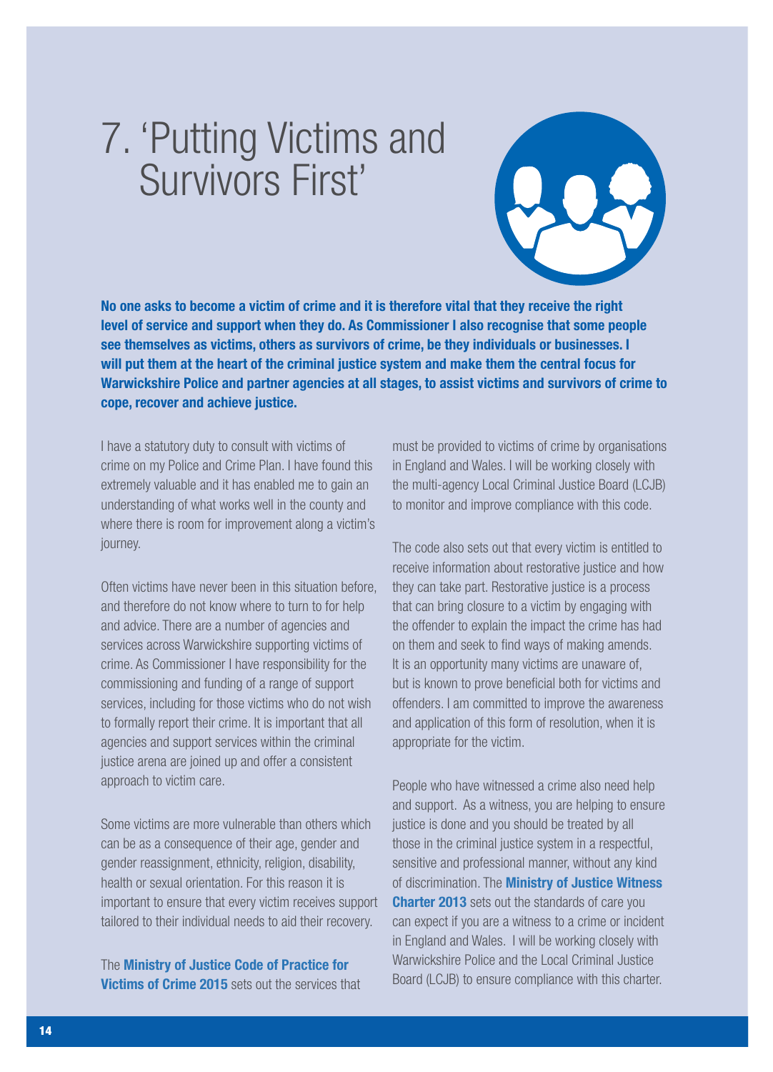# 7. 'Putting Victims and Survivors First'

**No one asks to become a victim of crime and it is therefore vital that they receive the right level of service and support when they do. As Commissioner I also recognise that some people see themselves as victims, others as survivors of crime, be they individuals or businesses. I will put them at the heart of the criminal justice system and make them the central focus for Warwickshire Police and partner agencies at all stages, to assist victims and survivors of crime to cope, recover and achieve justice.**

I have a statutory duty to consult with victims of crime on my Police and Crime Plan. I have found this extremely valuable and it has enabled me to gain an understanding of what works well in the county and where there is room for improvement along a victim's journey.

Often victims have never been in this situation before, and therefore do not know where to turn to for help and advice. There are a number of agencies and services across Warwickshire supporting victims of crime. As Commissioner I have responsibility for the commissioning and funding of a range of support services, including for those victims who do not wish to formally report their crime. It is important that all agencies and support services within the criminal justice arena are joined up and offer a consistent approach to victim care.

Some victims are more vulnerable than others which can be as a consequence of their age, gender and gender reassignment, ethnicity, religion, disability, health or sexual orientation. For this reason it is important to ensure that every victim receives support tailored to their individual needs to aid their recovery.

The **Ministry of Justice Code of Practice for Victims of Crime 2015** sets out the services that must be provided to victims of crime by organisations in England and Wales. I will be working closely with the multi-agency Local Criminal Justice Board (LCJB) to monitor and improve compliance with this code.

The code also sets out that every victim is entitled to receive information about restorative justice and how they can take part. Restorative justice is a process that can bring closure to a victim by engaging with the offender to explain the impact the crime has had on them and seek to find ways of making amends. It is an opportunity many victims are unaware of, but is known to prove beneficial both for victims and offenders. I am committed to improve the awareness and application of this form of resolution, when it is appropriate for the victim.

People who have witnessed a crime also need help and support. As a witness, you are helping to ensure justice is done and you should be treated by all those in the criminal justice system in a respectful, sensitive and professional manner, without any kind of discrimination. The **Ministry of Justice Witness Charter 2013** sets out the standards of care you can expect if you are a witness to a crime or incident in England and Wales. I will be working closely with Warwickshire Police and the Local Criminal Justice Board (LCJB) to ensure compliance with this charter.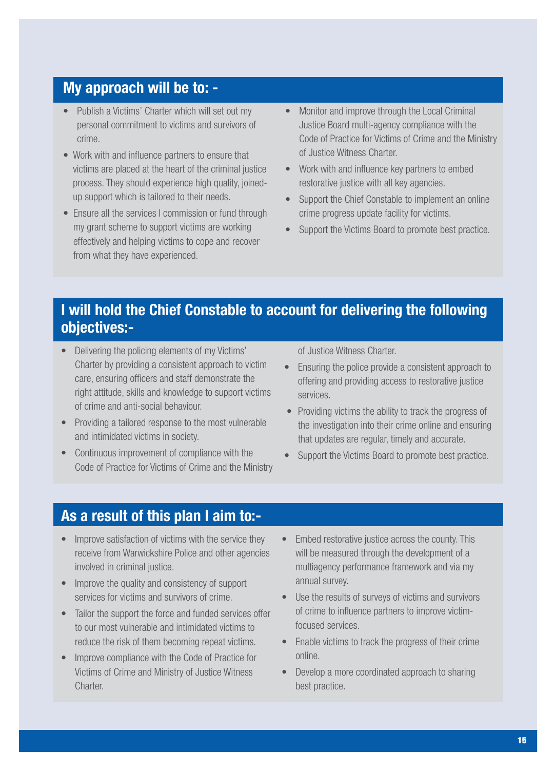## My approach will be to: -

- Publish a Victims' Charter which will set out my personal commitment to victims and survivors of crime.
- Work with and influence partners to ensure that victims are placed at the heart of the criminal justice process. They should experience high quality, joined-up support which is tailored to their needs.
- Ensure all the services I commission or fund through my grant scheme to support victims are working effectively and helping victims to cope and recover from what they have experienced.
- Monitor and improve through the Local Criminal Justice Board multi-agency compliance with the Code of Practice for Victims of Crime and the Ministry of Justice Witness Charter.
- Work with and influence key partners to embed restorative justice with all key agencies.
- Support the Chief Constable to implement an online crime progress update facility for victims.
- Support the Victims Board to promote best practice.

## I will hold the Chief Constable to account for delivering the following objectives:-

- Delivering the policing elements of my Victims' Charter by providing a consistent approach to victim care, ensuring officers and staff demonstrate the right attitude, skills and knowledge to support victims of crime and anti-social behaviour.
- Providing a tailored response to the most vulnerable and intimidated victims in society.
- Continuous improvement of compliance with the Code of Practice for Victims of Crime and the Ministry of Justice Witness Charter.
- Ensuring the police provide a consistent approach to offering and providing access to restorative justice services.
- Providing victims the ability to track the progress of the investigation into their crime online and ensuring that updates are regular, timely and accurate.
- Support the Victims Board to promote best practice.

## As a result of this plan I aim to:-

- Improve satisfaction of victims with the service they receive from Warwickshire Police and other agencies involved in criminal justice.
- Improve the quality and consistency of support services for victims and survivors of crime.
- Tailor the support the force and funded services offer to our most vulnerable and intimidated victims to reduce the risk of them becoming repeat victims.
- Improve compliance with the Code of Practice for Victims of Crime and Ministry of Justice Witness Charter.
- Embed restorative justice across the county. This will be measured through the development of a multiagency performance framework and via my annual survey.
- Use the results of surveys of victims and survivors of crime to influence partners to improve victim-focused services.
- Enable victims to track the progress of their crime online.
- Develop a more coordinated approach to sharing best practice.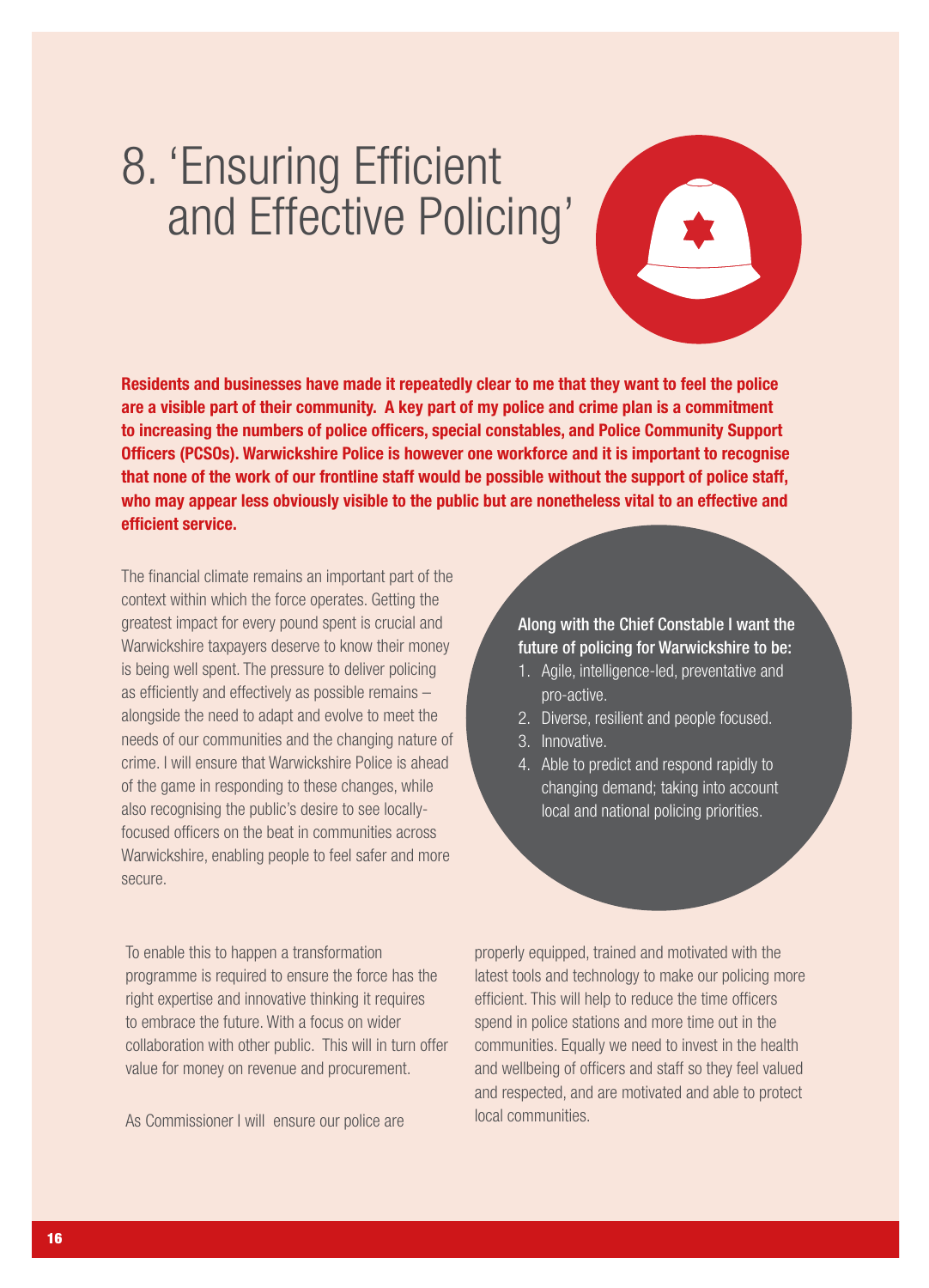# 8. 'Ensuring Efficient and Effective Policing'

**Residents and businesses have made it repeatedly clear to me that they want to feel the police are a visible part of their community. A key part of my police and crime plan is a commitment to increasing the numbers of police officers, special constables, and Police Community Support Officers (PCSOs). Warwickshire Police is however one workforce and it is important to recognise that none of the work of our frontline staff would be possible without the support of police staff, who may appear less obviously visible to the public but are nonetheless vital to an effective and efficient service.**

The financial climate remains an important part of the context within which the force operates. Getting the greatest impact for every pound spent is crucial and Warwickshire taxpayers deserve to know their money is being well spent. The pressure to deliver policing as efficiently and effectively as possible remains – alongside the need to adapt and evolve to meet the needs of our communities and the changing nature of crime. I will ensure that Warwickshire Police is ahead of the game in responding to these changes, while also recognising the public's desire to see locally-focused officers on the beat in communities across Warwickshire, enabling people to feel safer and more secure.

Along with the Chief Constable I want the future of policing for Warwickshire to be:

1. Agile, intelligence-led, preventative and pro-active.
2. Diverse, resilient and people focused.
3. Innovative.
4. Able to predict and respond rapidly to changing demand; taking into account local and national policing priorities.

To enable this to happen a transformation programme is required to ensure the force has the right expertise and innovative thinking it requires to embrace the future. With a focus on wider collaboration with other public. This will in turn offer value for money on revenue and procurement.

As Commissioner I will ensure our police are properly equipped, trained and motivated with the latest tools and technology to make our policing more efficient. This will help to reduce the time officers spend in police stations and more time out in the communities. Equally we need to invest in the health and wellbeing of officers and staff so they feel valued and respected, and are motivated and able to protect local communities.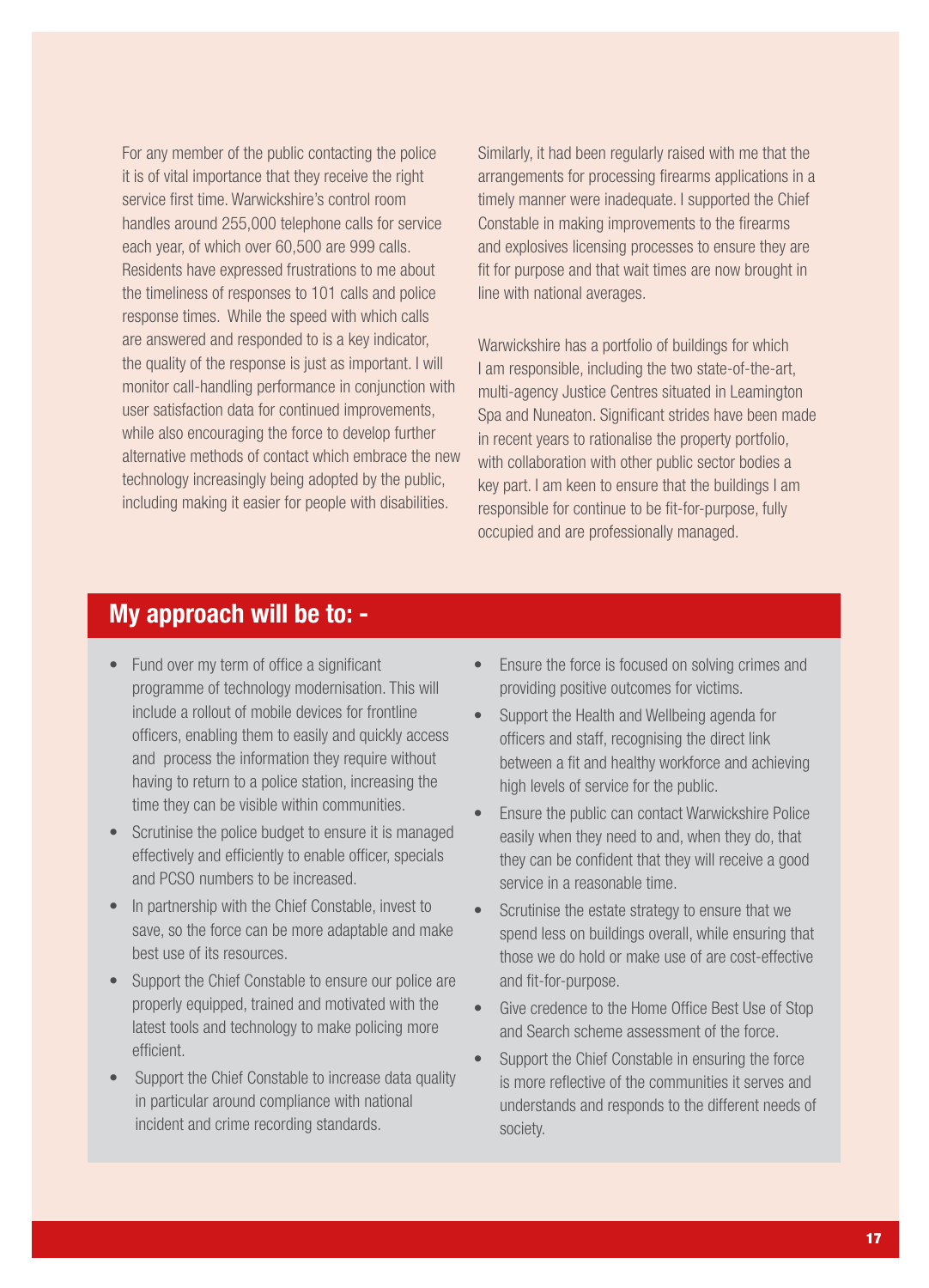For any member of the public contacting the police it is of vital importance that they receive the right service first time. Warwickshire's control room handles around 255,000 telephone calls for service each year, of which over 60,500 are 999 calls. Residents have expressed frustrations to me about the timeliness of responses to 101 calls and police response times. While the speed with which calls are answered and responded to is a key indicator, the quality of the response is just as important. I will monitor call-handling performance in conjunction with user satisfaction data for continued improvements, while also encouraging the force to develop further alternative methods of contact which embrace the new technology increasingly being adopted by the public, including making it easier for people with disabilities.

Similarly, it had been regularly raised with me that the arrangements for processing firearms applications in a timely manner were inadequate. I supported the Chief Constable in making improvements to the firearms and explosives licensing processes to ensure they are fit for purpose and that wait times are now brought in line with national averages.

Warwickshire has a portfolio of buildings for which I am responsible, including the two state-of-the-art, multi-agency Justice Centres situated in Leamington Spa and Nuneaton. Significant strides have been made in recent years to rationalise the property portfolio, with collaboration with other public sector bodies a key part. I am keen to ensure that the buildings I am responsible for continue to be fit-for-purpose, fully occupied and are professionally managed.

## My approach will be to: -

- Fund over my term of office a significant programme of technology modernisation. This will include a rollout of mobile devices for frontline officers, enabling them to easily and quickly access and process the information they require without having to return to a police station, increasing the time they can be visible within communities.
- Scrutinise the police budget to ensure it is managed effectively and efficiently to enable officer, specials and PCSO numbers to be increased.
- In partnership with the Chief Constable, invest to save, so the force can be more adaptable and make best use of its resources.
- Support the Chief Constable to ensure our police are properly equipped, trained and motivated with the latest tools and technology to make policing more efficient.
- Support the Chief Constable to increase data quality in particular around compliance with national incident and crime recording standards.
- Ensure the force is focused on solving crimes and providing positive outcomes for victims.
- Support the Health and Wellbeing agenda for officers and staff, recognising the direct link between a fit and healthy workforce and achieving high levels of service for the public.
- Ensure the public can contact Warwickshire Police easily when they need to and, when they do, that they can be confident that they will receive a good service in a reasonable time.
- Scrutinise the estate strategy to ensure that we spend less on buildings overall, while ensuring that those we do hold or make use of are cost-effective and fit-for-purpose.
- Give credence to the Home Office Best Use of Stop and Search scheme assessment of the force.
- Support the Chief Constable in ensuring the force is more reflective of the communities it serves and understands and responds to the different needs of society.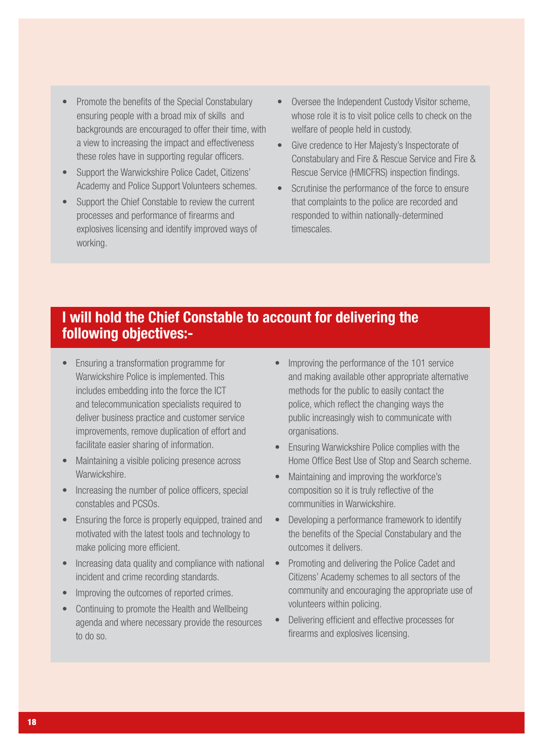- Promote the benefits of the Special Constabulary ensuring people with a broad mix of skills and backgrounds are encouraged to offer their time, with a view to increasing the impact and effectiveness these roles have in supporting regular officers.
- Support the Warwickshire Police Cadet, Citizens' Academy and Police Support Volunteers schemes.
- Support the Chief Constable to review the current processes and performance of firearms and explosives licensing and identify improved ways of working.
- Oversee the Independent Custody Visitor scheme, whose role it is to visit police cells to check on the welfare of people held in custody.
- Give credence to Her Majesty's Inspectorate of Constabulary and Fire & Rescue Service and Fire & Rescue Service (HMICFRS) inspection findings.
- Scrutinise the performance of the force to ensure that complaints to the police are recorded and responded to within nationally-determined timescales.

## I will hold the Chief Constable to account for delivering the following objectives:-

- Ensuring a transformation programme for Warwickshire Police is implemented. This includes embedding into the force the ICT and telecommunication specialists required to deliver business practice and customer service improvements, remove duplication of effort and facilitate easier sharing of information.
- Maintaining a visible policing presence across Warwickshire.
- Increasing the number of police officers, special constables and PCSOs.
- Ensuring the force is properly equipped, trained and motivated with the latest tools and technology to make policing more efficient.
- Increasing data quality and compliance with national incident and crime recording standards.
- Improving the outcomes of reported crimes.
- Continuing to promote the Health and Wellbeing agenda and where necessary provide the resources to do so.
- Improving the performance of the 101 service and making available other appropriate alternative methods for the public to easily contact the police, which reflect the changing ways the public increasingly wish to communicate with organisations.
- Ensuring Warwickshire Police complies with the Home Office Best Use of Stop and Search scheme.
- Maintaining and improving the workforce's composition so it is truly reflective of the communities in Warwickshire.
- Developing a performance framework to identify the benefits of the Special Constabulary and the outcomes it delivers.
- Promoting and delivering the Police Cadet and Citizens' Academy schemes to all sectors of the community and encouraging the appropriate use of volunteers within policing.
- Delivering efficient and effective processes for firearms and explosives licensing.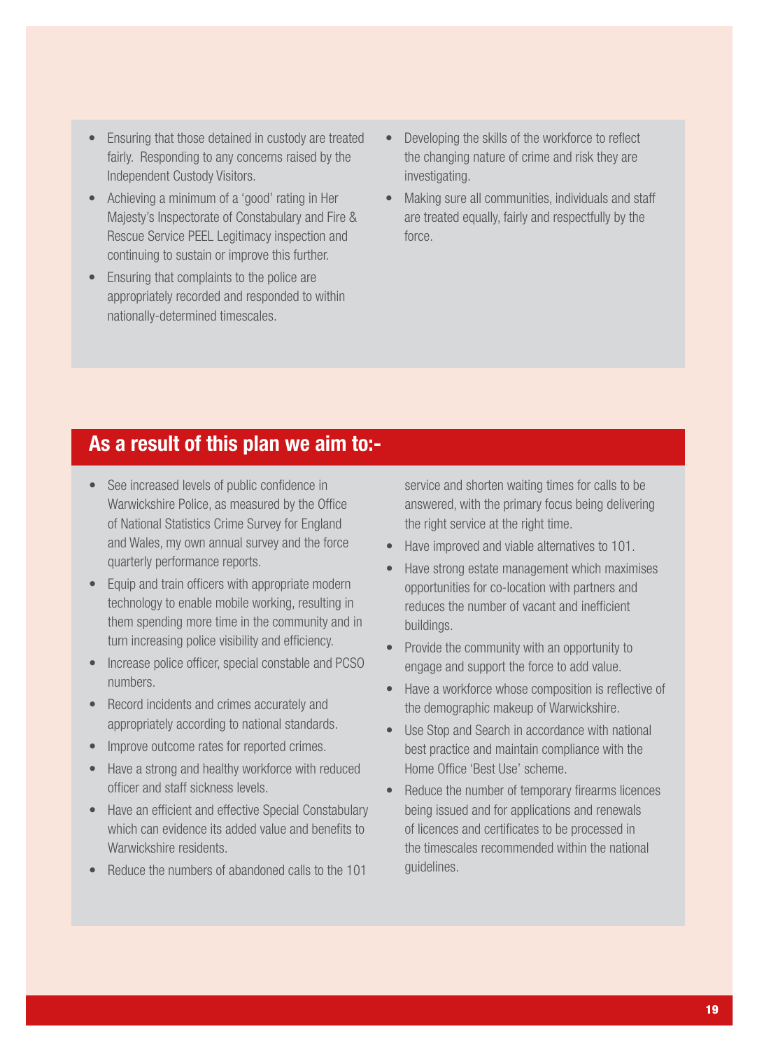- Ensuring that those detained in custody are treated fairly. Responding to any concerns raised by the Independent Custody Visitors.
- Achieving a minimum of a 'good' rating in Her Majesty's Inspectorate of Constabulary and Fire & Rescue Service PEEL Legitimacy inspection and continuing to sustain or improve this further.
- Ensuring that complaints to the police are appropriately recorded and responded to within nationally-determined timescales.
- Developing the skills of the workforce to reflect the changing nature of crime and risk they are investigating.
- Making sure all communities, individuals and staff are treated equally, fairly and respectfully by the force.

## As a result of this plan we aim to:-

- See increased levels of public confidence in Warwickshire Police, as measured by the Office of National Statistics Crime Survey for England and Wales, my own annual survey and the force quarterly performance reports.
- Equip and train officers with appropriate modern technology to enable mobile working, resulting in them spending more time in the community and in turn increasing police visibility and efficiency.
- Increase police officer, special constable and PCSO numbers.
- Record incidents and crimes accurately and appropriately according to national standards.
- Improve outcome rates for reported crimes.
- Have a strong and healthy workforce with reduced officer and staff sickness levels.
- Have an efficient and effective Special Constabulary which can evidence its added value and benefits to Warwickshire residents.
- Reduce the numbers of abandoned calls to the 101 service and shorten waiting times for calls to be answered, with the primary focus being delivering the right service at the right time.
- Have improved and viable alternatives to 101.
- Have strong estate management which maximises opportunities for co-location with partners and reduces the number of vacant and inefficient buildings.
- Provide the community with an opportunity to engage and support the force to add value.
- Have a workforce whose composition is reflective of the demographic makeup of Warwickshire.
- Use Stop and Search in accordance with national best practice and maintain compliance with the Home Office 'Best Use' scheme.
- Reduce the number of temporary firearms licences being issued and for applications and renewals of licences and certificates to be processed in the timescales recommended within the national guidelines.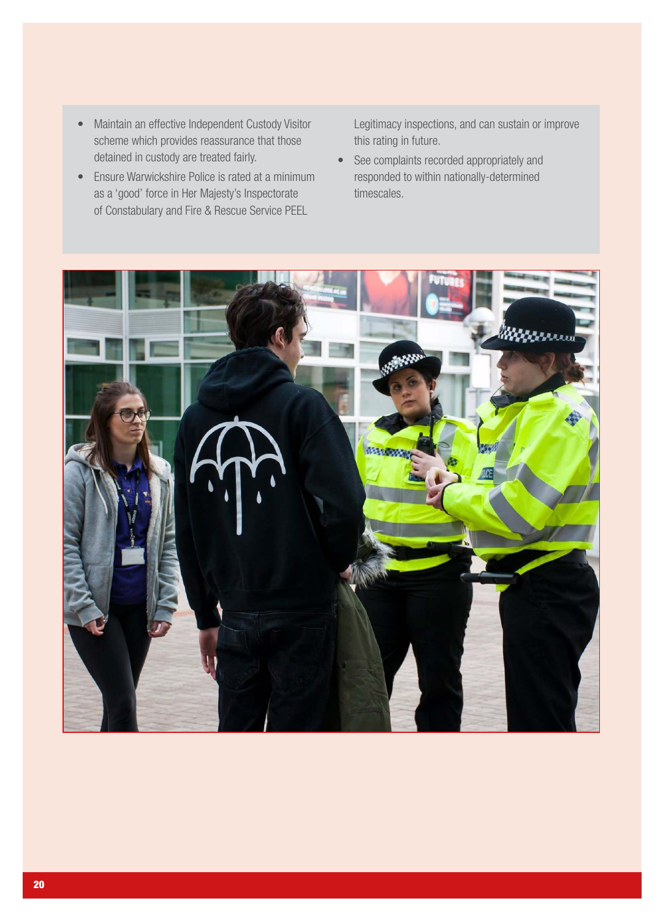- Maintain an effective Independent Custody Visitor scheme which provides reassurance that those detained in custody are treated fairly.
- Ensure Warwickshire Police is rated at a minimum as a 'good' force in Her Majesty's Inspectorate of Constabulary and Fire & Rescue Service PEEL Legitimacy inspections, and can sustain or improve this rating in future.
- See complaints recorded appropriately and responded to within nationally-determined timescales.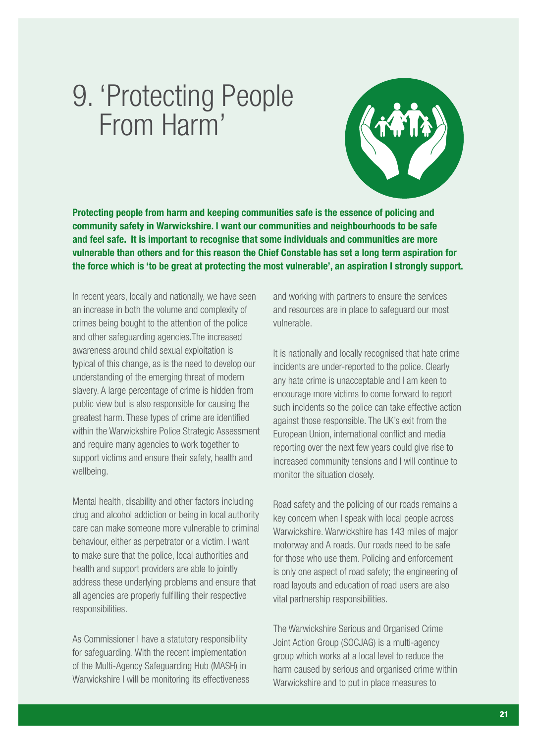# 9. 'Protecting People From Harm'

**Protecting people from harm and keeping communities safe is the essence of policing and community safety in Warwickshire. I want our communities and neighbourhoods to be safe and feel safe. It is important to recognise that some individuals and communities are more vulnerable than others and for this reason the Chief Constable has set a long term aspiration for the force which is 'to be great at protecting the most vulnerable', an aspiration I strongly support.**

In recent years, locally and nationally, we have seen an increase in both the volume and complexity of crimes being bought to the attention of the police and other safeguarding agencies.The increased awareness around child sexual exploitation is typical of this change, as is the need to develop our understanding of the emerging threat of modern slavery. A large percentage of crime is hidden from public view but is also responsible for causing the greatest harm. These types of crime are identified within the Warwickshire Police Strategic Assessment and require many agencies to work together to support victims and ensure their safety, health and wellbeing.

Mental health, disability and other factors including drug and alcohol addiction or being in local authority care can make someone more vulnerable to criminal behaviour, either as perpetrator or a victim. I want to make sure that the police, local authorities and health and support providers are able to jointly address these underlying problems and ensure that all agencies are properly fulfilling their respective responsibilities.

As Commissioner I have a statutory responsibility for safeguarding. With the recent implementation of the Multi-Agency Safeguarding Hub (MASH) in Warwickshire I will be monitoring its effectiveness and working with partners to ensure the services and resources are in place to safeguard our most vulnerable.

It is nationally and locally recognised that hate crime incidents are under-reported to the police. Clearly any hate crime is unacceptable and I am keen to encourage more victims to come forward to report such incidents so the police can take effective action against those responsible. The UK's exit from the European Union, international conflict and media reporting over the next few years could give rise to increased community tensions and I will continue to monitor the situation closely.

Road safety and the policing of our roads remains a key concern when I speak with local people across Warwickshire. Warwickshire has 143 miles of major motorway and A roads. Our roads need to be safe for those who use them. Policing and enforcement is only one aspect of road safety; the engineering of road layouts and education of road users are also vital partnership responsibilities.

The Warwickshire Serious and Organised Crime Joint Action Group (SOCJAG) is a multi-agency group which works at a local level to reduce the harm caused by serious and organised crime within Warwickshire and to put in place measures to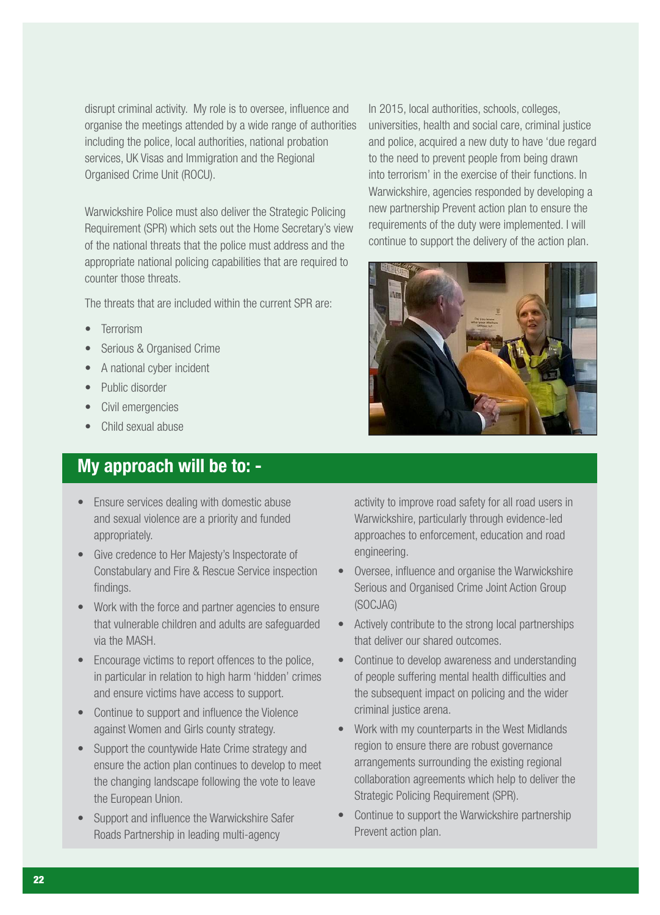disrupt criminal activity. My role is to oversee, influence and organise the meetings attended by a wide range of authorities including the police, local authorities, national probation services, UK Visas and Immigration and the Regional Organised Crime Unit (ROCU).

Warwickshire Police must also deliver the Strategic Policing Requirement (SPR) which sets out the Home Secretary's view of the national threats that the police must address and the appropriate national policing capabilities that are required to counter those threats.

The threats that are included within the current SPR are:

- Terrorism
- Serious & Organised Crime
- A national cyber incident
- Public disorder
- Civil emergencies
- Child sexual abuse

In 2015, local authorities, schools, colleges, universities, health and social care, criminal justice and police, acquired a new duty to have 'due regard to the need to prevent people from being drawn into terrorism' in the exercise of their functions. In Warwickshire, agencies responded by developing a new partnership Prevent action plan to ensure the requirements of the duty were implemented. I will continue to support the delivery of the action plan.

## My approach will be to: -

- Ensure services dealing with domestic abuse and sexual violence are a priority and funded appropriately.
- Give credence to Her Majesty's Inspectorate of Constabulary and Fire & Rescue Service inspection findings.
- Work with the force and partner agencies to ensure that vulnerable children and adults are safeguarded via the MASH.
- Encourage victims to report offences to the police, in particular in relation to high harm 'hidden' crimes and ensure victims have access to support.
- Continue to support and influence the Violence against Women and Girls county strategy.
- Support the countywide Hate Crime strategy and ensure the action plan continues to develop to meet the changing landscape following the vote to leave the European Union.
- Support and influence the Warwickshire Safer Roads Partnership in leading multi-agency activity to improve road safety for all road users in Warwickshire, particularly through evidence-led approaches to enforcement, education and road engineering.
- Oversee, influence and organise the Warwickshire Serious and Organised Crime Joint Action Group (SOCJAG)
- Actively contribute to the strong local partnerships that deliver our shared outcomes.
- Continue to develop awareness and understanding of people suffering mental health difficulties and the subsequent impact on policing and the wider criminal justice arena.
- Work with my counterparts in the West Midlands region to ensure there are robust governance arrangements surrounding the existing regional collaboration agreements which help to deliver the Strategic Policing Requirement (SPR).
- Continue to support the Warwickshire partnership Prevent action plan.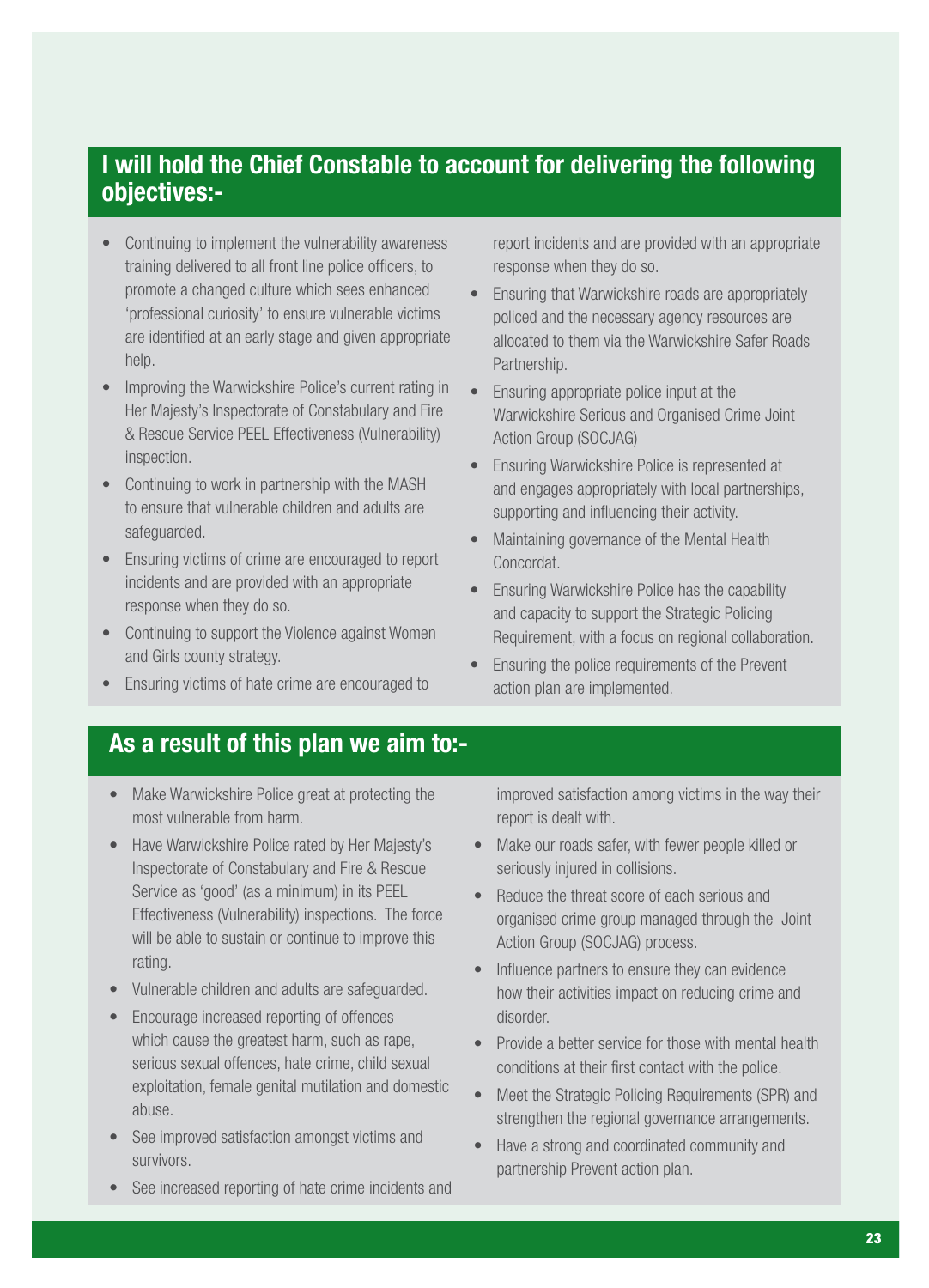## I will hold the Chief Constable to account for delivering the following objectives:-

- Continuing to implement the vulnerability awareness training delivered to all front line police officers, to promote a changed culture which sees enhanced 'professional curiosity' to ensure vulnerable victims are identified at an early stage and given appropriate help.
- Improving the Warwickshire Police's current rating in Her Majesty's Inspectorate of Constabulary and Fire & Rescue Service PEEL Effectiveness (Vulnerability) inspection.
- Continuing to work in partnership with the MASH to ensure that vulnerable children and adults are safeguarded.
- Ensuring victims of crime are encouraged to report incidents and are provided with an appropriate response when they do so.
- Continuing to support the Violence against Women and Girls county strategy.
- Ensuring victims of hate crime are encouraged to report incidents and are provided with an appropriate response when they do so.
- Ensuring that Warwickshire roads are appropriately policed and the necessary agency resources are allocated to them via the Warwickshire Safer Roads Partnership.
- Ensuring appropriate police input at the Warwickshire Serious and Organised Crime Joint Action Group (SOCJAG)
- Ensuring Warwickshire Police is represented at and engages appropriately with local partnerships, supporting and influencing their activity.
- Maintaining governance of the Mental Health Concordat.
- Ensuring Warwickshire Police has the capability and capacity to support the Strategic Policing Requirement, with a focus on regional collaboration.
- Ensuring the police requirements of the Prevent action plan are implemented.

## As a result of this plan we aim to:-

- Make Warwickshire Police great at protecting the most vulnerable from harm.
- Have Warwickshire Police rated by Her Majesty's Inspectorate of Constabulary and Fire & Rescue Service as 'good' (as a minimum) in its PEEL Effectiveness (Vulnerability) inspections. The force will be able to sustain or continue to improve this rating.
- Vulnerable children and adults are safeguarded.
- Encourage increased reporting of offences which cause the greatest harm, such as rape, serious sexual offences, hate crime, child sexual exploitation, female genital mutilation and domestic abuse.
- See improved satisfaction amongst victims and survivors.
- See increased reporting of hate crime incidents and improved satisfaction among victims in the way their report is dealt with.
- Make our roads safer, with fewer people killed or seriously injured in collisions.
- Reduce the threat score of each serious and organised crime group managed through the Joint Action Group (SOCJAG) process.
- Influence partners to ensure they can evidence how their activities impact on reducing crime and disorder.
- Provide a better service for those with mental health conditions at their first contact with the police.
- Meet the Strategic Policing Requirements (SPR) and strengthen the regional governance arrangements.
- Have a strong and coordinated community and partnership Prevent action plan.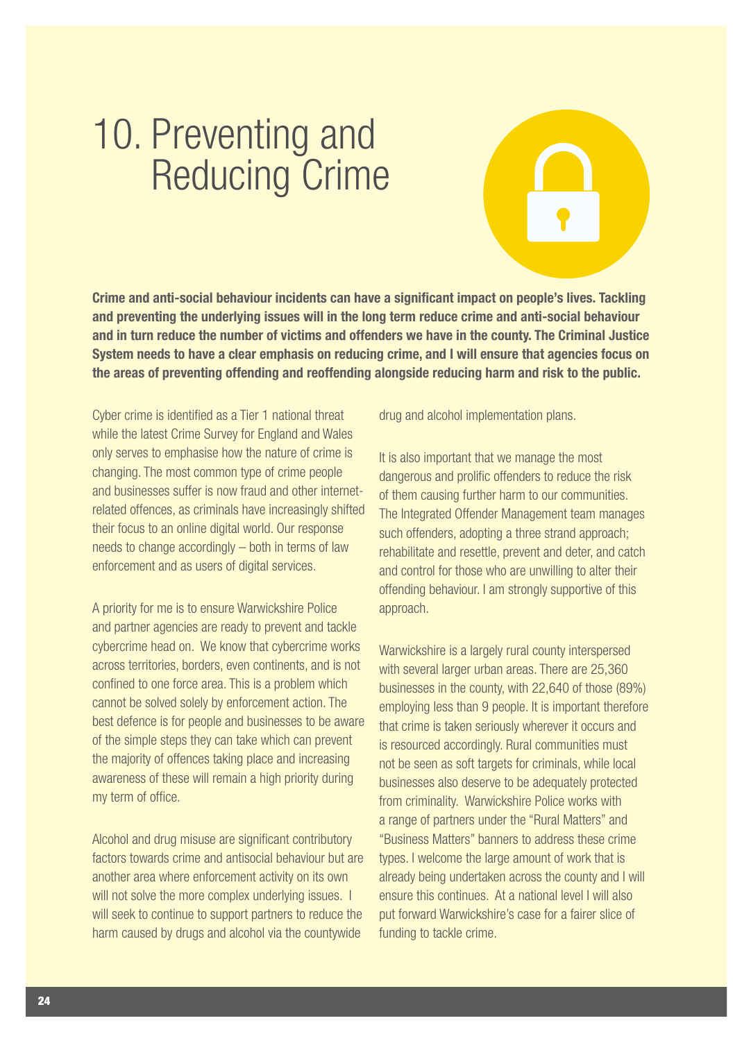# 10. Preventing and Reducing Crime

**Crime and anti-social behaviour incidents can have a significant impact on people's lives. Tackling and preventing the underlying issues will in the long term reduce crime and anti-social behaviour and in turn reduce the number of victims and offenders we have in the county. The Criminal Justice System needs to have a clear emphasis on reducing crime, and I will ensure that agencies focus on the areas of preventing offending and reoffending alongside reducing harm and risk to the public.**

Cyber crime is identified as a Tier 1 national threat while the latest Crime Survey for England and Wales only serves to emphasise how the nature of crime is changing. The most common type of crime people and businesses suffer is now fraud and other internet-related offences, as criminals have increasingly shifted their focus to an online digital world. Our response needs to change accordingly – both in terms of law enforcement and as users of digital services.

A priority for me is to ensure Warwickshire Police and partner agencies are ready to prevent and tackle cybercrime head on. We know that cybercrime works across territories, borders, even continents, and is not confined to one force area. This is a problem which cannot be solved solely by enforcement action. The best defence is for people and businesses to be aware of the simple steps they can take which can prevent the majority of offences taking place and increasing awareness of these will remain a high priority during my term of office.

Alcohol and drug misuse are significant contributory factors towards crime and antisocial behaviour but are another area where enforcement activity on its own will not solve the more complex underlying issues. I will seek to continue to support partners to reduce the harm caused by drugs and alcohol via the countywide drug and alcohol implementation plans.

It is also important that we manage the most dangerous and prolific offenders to reduce the risk of them causing further harm to our communities. The Integrated Offender Management team manages such offenders, adopting a three strand approach; rehabilitate and resettle, prevent and deter, and catch and control for those who are unwilling to alter their offending behaviour. I am strongly supportive of this approach.

Warwickshire is a largely rural county interspersed with several larger urban areas. There are 25,360 businesses in the county, with 22,640 of those (89%) employing less than 9 people. It is important therefore that crime is taken seriously wherever it occurs and is resourced accordingly. Rural communities must not be seen as soft targets for criminals, while local businesses also deserve to be adequately protected from criminality. Warwickshire Police works with a range of partners under the "Rural Matters" and "Business Matters" banners to address these crime types. I welcome the large amount of work that is already being undertaken across the county and I will ensure this continues. At a national level I will also put forward Warwickshire's case for a fairer slice of funding to tackle crime.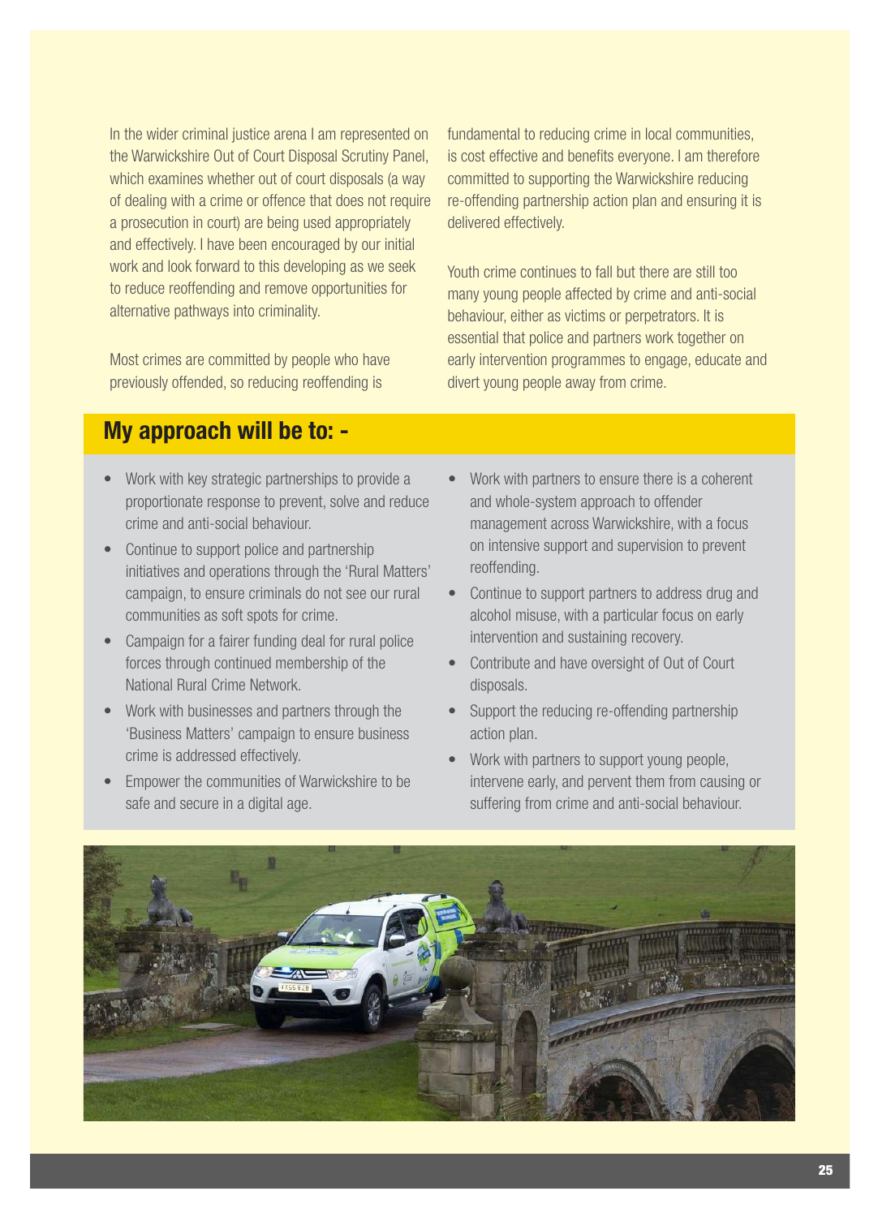In the wider criminal justice arena I am represented on the Warwickshire Out of Court Disposal Scrutiny Panel, which examines whether out of court disposals (a way of dealing with a crime or offence that does not require a prosecution in court) are being used appropriately and effectively. I have been encouraged by our initial work and look forward to this developing as we seek to reduce reoffending and remove opportunities for alternative pathways into criminality.

Most crimes are committed by people who have previously offended, so reducing reoffending is fundamental to reducing crime in local communities, is cost effective and benefits everyone. I am therefore committed to supporting the Warwickshire reducing re-offending partnership action plan and ensuring it is delivered effectively.

Youth crime continues to fall but there are still too many young people affected by crime and anti-social behaviour, either as victims or perpetrators. It is essential that police and partners work together on early intervention programmes to engage, educate and divert young people away from crime.

## My approach will be to: -

- Work with key strategic partnerships to provide a proportionate response to prevent, solve and reduce crime and anti-social behaviour.
- Continue to support police and partnership initiatives and operations through the 'Rural Matters' campaign, to ensure criminals do not see our rural communities as soft spots for crime.
- Campaign for a fairer funding deal for rural police forces through continued membership of the National Rural Crime Network.
- Work with businesses and partners through the 'Business Matters' campaign to ensure business crime is addressed effectively.
- Empower the communities of Warwickshire to be safe and secure in a digital age.
- Work with partners to ensure there is a coherent and whole-system approach to offender management across Warwickshire, with a focus on intensive support and supervision to prevent reoffending.
- Continue to support partners to address drug and alcohol misuse, with a particular focus on early intervention and sustaining recovery.
- Contribute and have oversight of Out of Court disposals.
- Support the reducing re-offending partnership action plan.
- Work with partners to support young people, intervene early, and pervent them from causing or suffering from crime and anti-social behaviour.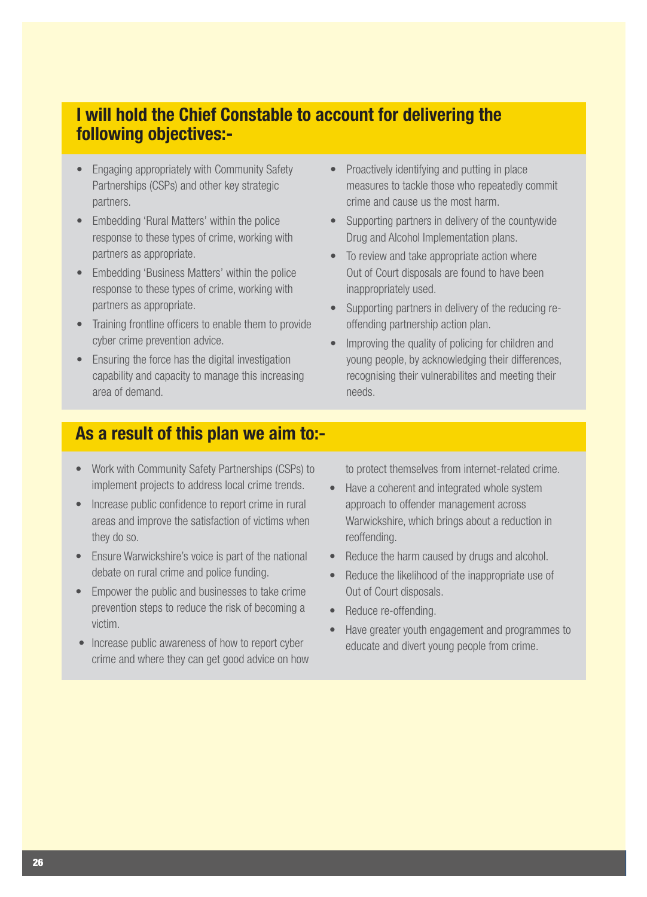## I will hold the Chief Constable to account for delivering the following objectives:-

- Engaging appropriately with Community Safety Partnerships (CSPs) and other key strategic partners.
- Embedding 'Rural Matters' within the police response to these types of crime, working with partners as appropriate.
- Embedding 'Business Matters' within the police response to these types of crime, working with partners as appropriate.
- Training frontline officers to enable them to provide cyber crime prevention advice.
- Ensuring the force has the digital investigation capability and capacity to manage this increasing area of demand.
- Proactively identifying and putting in place measures to tackle those who repeatedly commit crime and cause us the most harm.
- Supporting partners in delivery of the countywide Drug and Alcohol Implementation plans.
- To review and take appropriate action where Out of Court disposals are found to have been inappropriately used.
- Supporting partners in delivery of the reducing re-offending partnership action plan.
- Improving the quality of policing for children and young people, by acknowledging their differences, recognising their vulnerabilites and meeting their needs.

## As a result of this plan we aim to:-

- Work with Community Safety Partnerships (CSPs) to implement projects to address local crime trends.
- Increase public confidence to report crime in rural areas and improve the satisfaction of victims when they do so.
- Ensure Warwickshire's voice is part of the national debate on rural crime and police funding.
- Empower the public and businesses to take crime prevention steps to reduce the risk of becoming a victim.
- Increase public awareness of how to report cyber crime and where they can get good advice on how to protect themselves from internet-related crime.
- Have a coherent and integrated whole system approach to offender management across Warwickshire, which brings about a reduction in reoffending.
- Reduce the harm caused by drugs and alcohol.
- Reduce the likelihood of the inappropriate use of Out of Court disposals.
- Reduce re-offending.
- Have greater youth engagement and programmes to educate and divert young people from crime.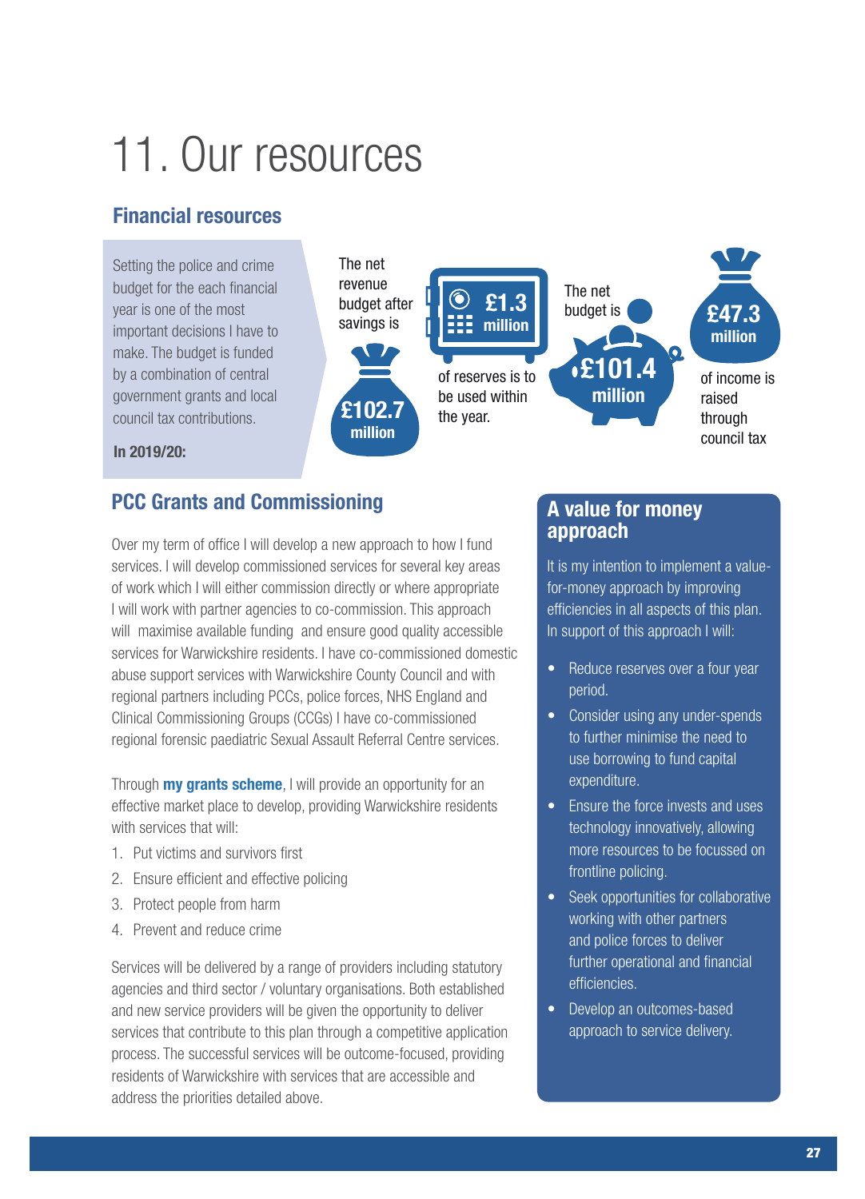# 11. Our resources

## Financial resources

Setting the police and crime budget for the each financial year is one of the most important decisions I have to make. The budget is funded by a combination of central government grants and local council tax contributions.

**In 2019/20:**

The net revenue budget after savings is **£102.7 million**

**£1.3 million** of reserves is to be used within the year.

The net budget is **£101.4 million**

**£47.3 million** of income is raised through council tax

## PCC Grants and Commissioning

Over my term of office I will develop a new approach to how I fund services. I will develop commissioned services for several key areas of work which I will either commission directly or where appropriate I will work with partner agencies to co-commission. This approach will maximise available funding and ensure good quality accessible services for Warwickshire residents. I have co-commissioned domestic abuse support services with Warwickshire County Council and with regional partners including PCCs, police forces, NHS England and Clinical Commissioning Groups (CCGs) I have co-commissioned regional forensic paediatric Sexual Assault Referral Centre services.

Through **my grants scheme**, I will provide an opportunity for an effective market place to develop, providing Warwickshire residents with services that will:

1. Put victims and survivors first
2. Ensure efficient and effective policing
3. Protect people from harm
4. Prevent and reduce crime

Services will be delivered by a range of providers including statutory agencies and third sector / voluntary organisations. Both established and new service providers will be given the opportunity to deliver services that contribute to this plan through a competitive application process. The successful services will be outcome-focused, providing residents of Warwickshire with services that are accessible and address the priorities detailed above.

## A value for money approach

It is my intention to implement a value-for-money approach by improving efficiencies in all aspects of this plan. In support of this approach I will:

- Reduce reserves over a four year period.
- Consider using any under-spends to further minimise the need to use borrowing to fund capital expenditure.
- Ensure the force invests and uses technology innovatively, allowing more resources to be focussed on frontline policing.
- Seek opportunities for collaborative working with other partners and police forces to deliver further operational and financial efficiencies.
- Develop an outcomes-based approach to service delivery.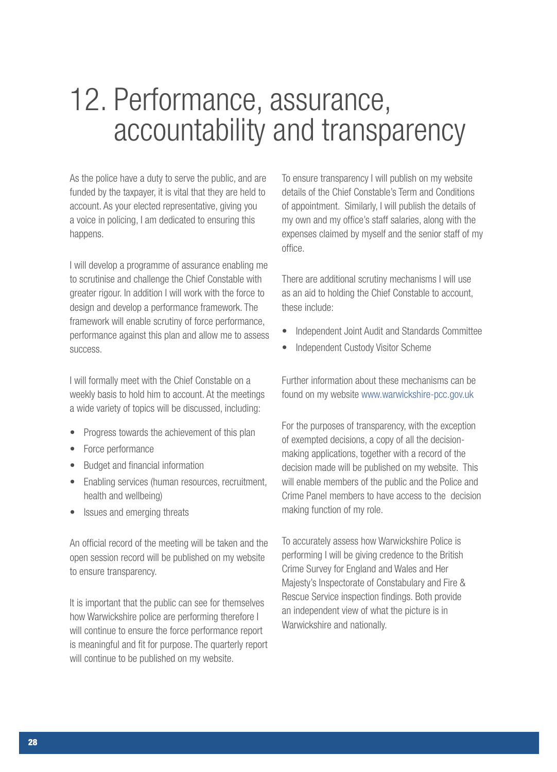# 12. Performance, assurance, accountability and transparency

As the police have a duty to serve the public, and are funded by the taxpayer, it is vital that they are held to account. As your elected representative, giving you a voice in policing, I am dedicated to ensuring this happens.

I will develop a programme of assurance enabling me to scrutinise and challenge the Chief Constable with greater rigour. In addition I will work with the force to design and develop a performance framework. The framework will enable scrutiny of force performance, performance against this plan and allow me to assess success.

I will formally meet with the Chief Constable on a weekly basis to hold him to account. At the meetings a wide variety of topics will be discussed, including:

- Progress towards the achievement of this plan
- Force performance
- Budget and financial information
- Enabling services (human resources, recruitment, health and wellbeing)
- Issues and emerging threats

An official record of the meeting will be taken and the open session record will be published on my website to ensure transparency.

It is important that the public can see for themselves how Warwickshire police are performing therefore I will continue to ensure the force performance report is meaningful and fit for purpose. The quarterly report will continue to be published on my website.

To ensure transparency I will publish on my website details of the Chief Constable's Term and Conditions of appointment. Similarly, I will publish the details of my own and my office's staff salaries, along with the expenses claimed by myself and the senior staff of my office.

There are additional scrutiny mechanisms I will use as an aid to holding the Chief Constable to account, these include:

- Independent Joint Audit and Standards Committee
- Independent Custody Visitor Scheme

Further information about these mechanisms can be found on my website www.warwickshire-pcc.gov.uk

For the purposes of transparency, with the exception of exempted decisions, a copy of all the decision-making applications, together with a record of the decision made will be published on my website. This will enable members of the public and the Police and Crime Panel members to have access to the decision making function of my role.

To accurately assess how Warwickshire Police is performing I will be giving credence to the British Crime Survey for England and Wales and Her Majesty's Inspectorate of Constabulary and Fire & Rescue Service inspection findings. Both provide an independent view of what the picture is in Warwickshire and nationally.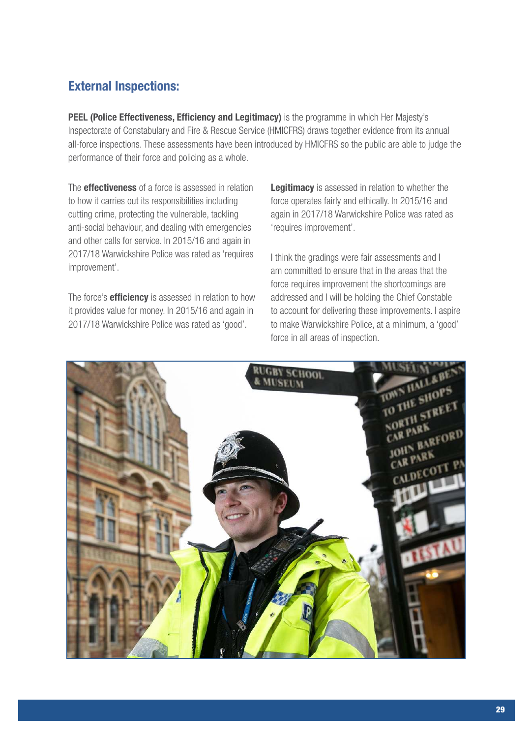## External Inspections:

**PEEL (Police Effectiveness, Efficiency and Legitimacy)** is the programme in which Her Majesty's Inspectorate of Constabulary and Fire & Rescue Service (HMICFRS) draws together evidence from its annual all-force inspections. These assessments have been introduced by HMICFRS so the public are able to judge the performance of their force and policing as a whole.

The **effectiveness** of a force is assessed in relation to how it carries out its responsibilities including cutting crime, protecting the vulnerable, tackling anti-social behaviour, and dealing with emergencies and other calls for service. In 2015/16 and again in 2017/18 Warwickshire Police was rated as 'requires improvement'.

The force's **efficiency** is assessed in relation to how it provides value for money. In 2015/16 and again in 2017/18 Warwickshire Police was rated as 'good'.

**Legitimacy** is assessed in relation to whether the force operates fairly and ethically. In 2015/16 and again in 2017/18 Warwickshire Police was rated as 'requires improvement'.

I think the gradings were fair assessments and I am committed to ensure that in the areas that the force requires improvement the shortcomings are addressed and I will be holding the Chief Constable to account for delivering these improvements. I aspire to make Warwickshire Police, at a minimum, a 'good' force in all areas of inspection.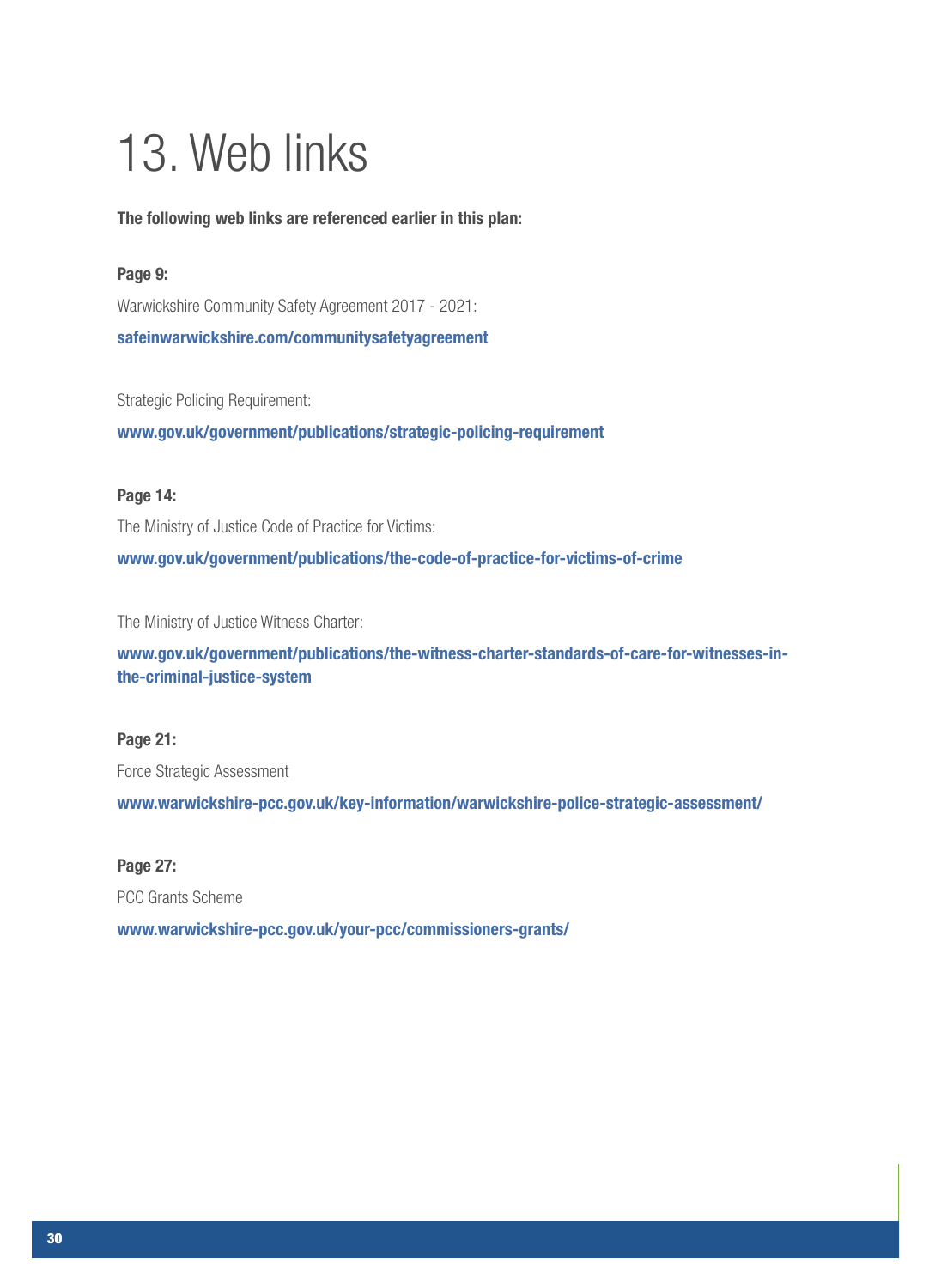# 13. Web links

**The following web links are referenced earlier in this plan:**

**Page 9:**

Warwickshire Community Safety Agreement 2017 - 2021:

**safeinwarwickshire.com/communitysafetyagreement**

Strategic Policing Requirement:

**www.gov.uk/government/publications/strategic-policing-requirement**

**Page 14:**

The Ministry of Justice Code of Practice for Victims:

**www.gov.uk/government/publications/the-code-of-practice-for-victims-of-crime**

The Ministry of Justice Witness Charter:

**www.gov.uk/government/publications/the-witness-charter-standards-of-care-for-witnesses-in-the-criminal-justice-system**

**Page 21:**

Force Strategic Assessment

**www.warwickshire-pcc.gov.uk/key-information/warwickshire-police-strategic-assessment/**

**Page 27:**

PCC Grants Scheme

**www.warwickshire-pcc.gov.uk/your-pcc/commissioners-grants/**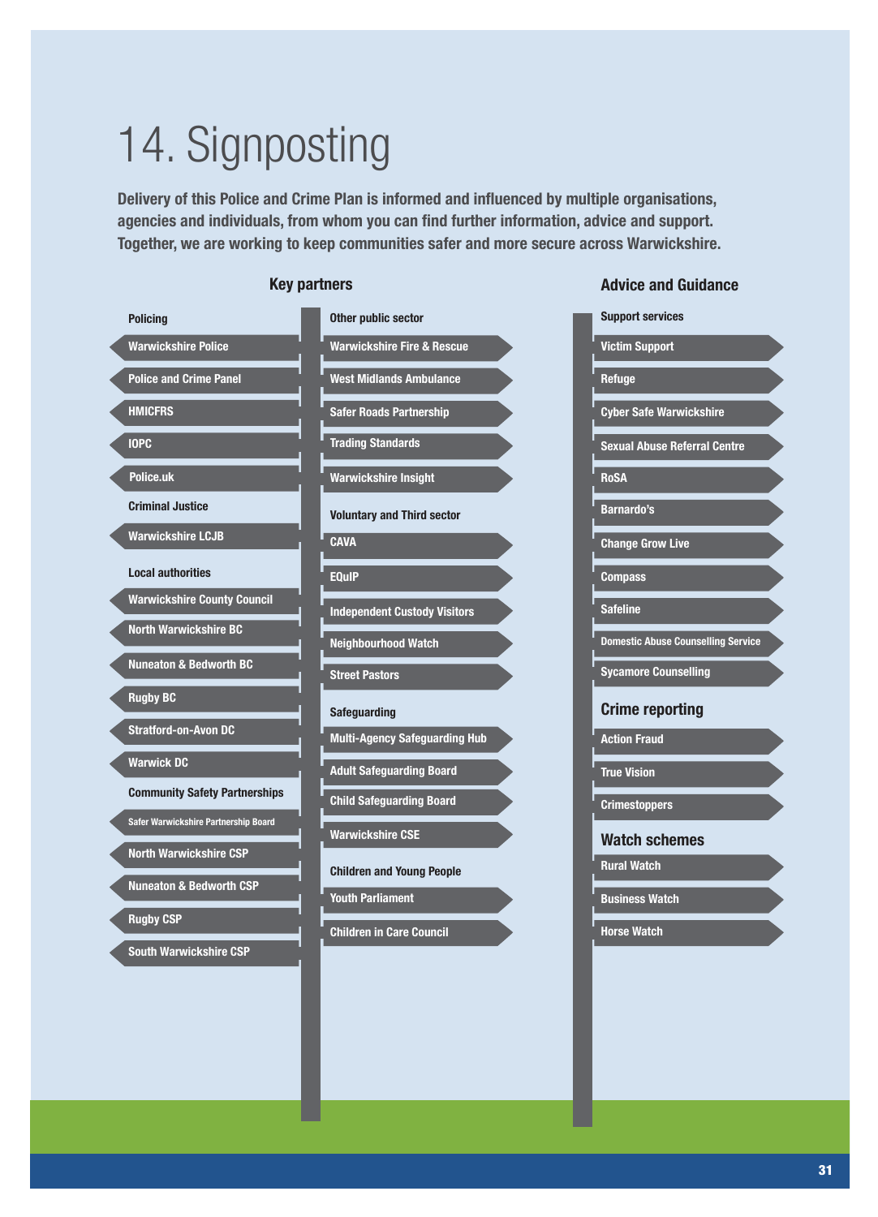# 14. Signposting

**Delivery of this Police and Crime Plan is informed and influenced by multiple organisations, agencies and individuals, from whom you can find further information, advice and support. Together, we are working to keep communities safer and more secure across Warwickshire.**

## Key partners

### Policing

- Warwickshire Police
- Police and Crime Panel
- HMICFRS
- IOPC
- Police.uk

### Criminal Justice

- Warwickshire LCJB

### Local authorities

- Warwickshire County Council
- North Warwickshire BC
- Nuneaton & Bedworth BC
- Rugby BC
- Stratford-on-Avon DC
- Warwick DC

### Community Safety Partnerships

- Safer Warwickshire Partnership Board
- North Warwickshire CSP
- Nuneaton & Bedworth CSP
- Rugby CSP
- South Warwickshire CSP

### Other public sector

- Warwickshire Fire & Rescue
- West Midlands Ambulance
- Safer Roads Partnership
- Trading Standards
- Warwickshire Insight

### Voluntary and Third sector

- CAVA
- EQuIP
- Independent Custody Visitors
- Neighbourhood Watch
- Street Pastors

### Safeguarding

- Multi-Agency Safeguarding Hub
- Adult Safeguarding Board
- Child Safeguarding Board
- Warwickshire CSE

### Children and Young People

- Youth Parliament
- Children in Care Council

## Advice and Guidance

### Support services

- Victim Support
- Refuge
- Cyber Safe Warwickshire
- Sexual Abuse Referral Centre
- RoSA
- Barnardo's
- Change Grow Live
- Compass
- Safeline
- Domestic Abuse Counselling Service
- Sycamore Counselling

### Crime reporting

- Action Fraud
- True Vision
- Crimestoppers

### Watch schemes

- Rural Watch
- Business Watch
- Horse Watch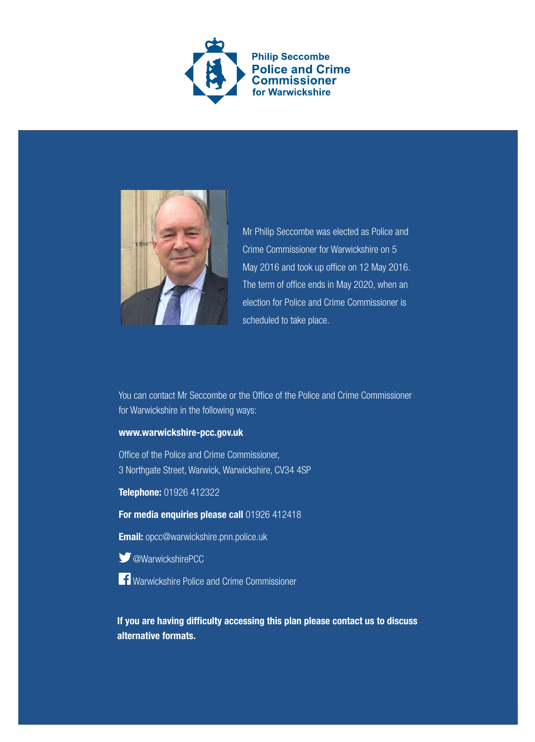Philip Seccombe
**Police and Crime Commissioner**
for Warwickshire

Mr Philip Seccombe was elected as Police and Crime Commissioner for Warwickshire on 5 May 2016 and took up office on 12 May 2016. The term of office ends in May 2020, when an election for Police and Crime Commissioner is scheduled to take place.

You can contact Mr Seccombe or the Office of the Police and Crime Commissioner for Warwickshire in the following ways:

**www.warwickshire-pcc.gov.uk**

Office of the Police and Crime Commissioner,
3 Northgate Street, Warwick, Warwickshire, CV34 4SP

**Telephone:** 01926 412322

**For media enquiries please call** 01926 412418

**Email:** opcc@warwickshire.pnn.police.uk

@WarwickshirePCC

Warwickshire Police and Crime Commissioner

**If you are having difficulty accessing this plan please contact us to discuss alternative formats.**